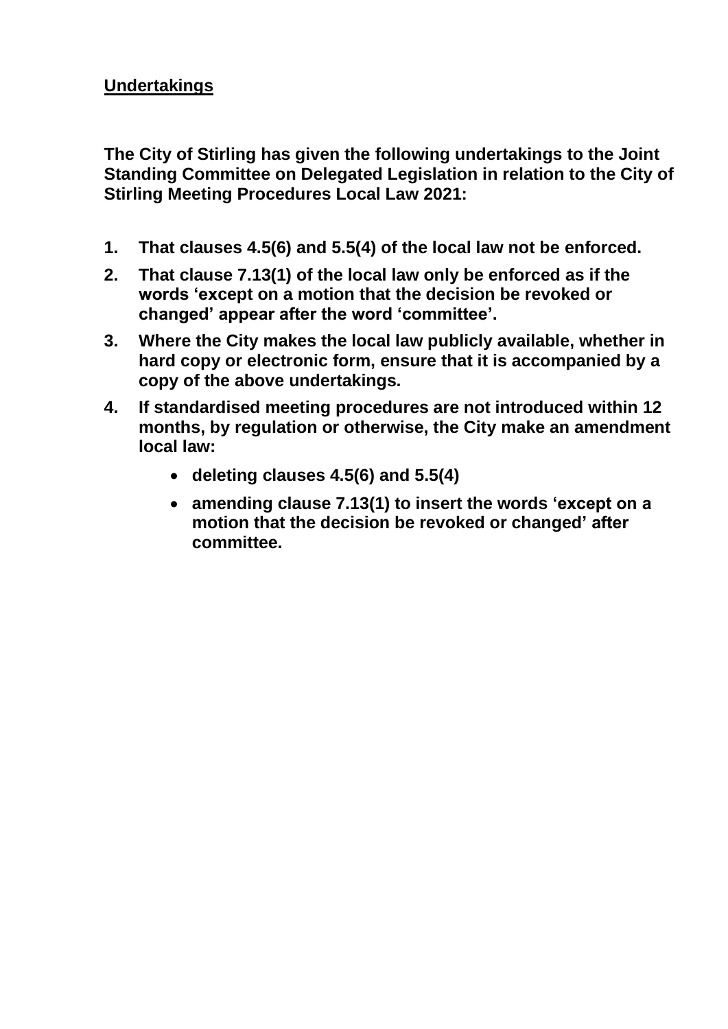## Undertakings

**The City of Stirling has given the following undertakings to the Joint Standing Committee on Delegated Legislation in relation to the City of Stirling Meeting Procedures Local Law 2021:**

1. **That clauses 4.5(6) and 5.5(4) of the local law not be enforced.**
2. **That clause 7.13(1) of the local law only be enforced as if the words 'except on a motion that the decision be revoked or changed' appear after the word 'committee'.**
3. **Where the City makes the local law publicly available, whether in hard copy or electronic form, ensure that it is accompanied by a copy of the above undertakings.**
4. **If standardised meeting procedures are not introduced within 12 months, by regulation or otherwise, the City make an amendment local law:**
   - **deleting clauses 4.5(6) and 5.5(4)**
   - **amending clause 7.13(1) to insert the words 'except on a motion that the decision be revoked or changed' after committee.**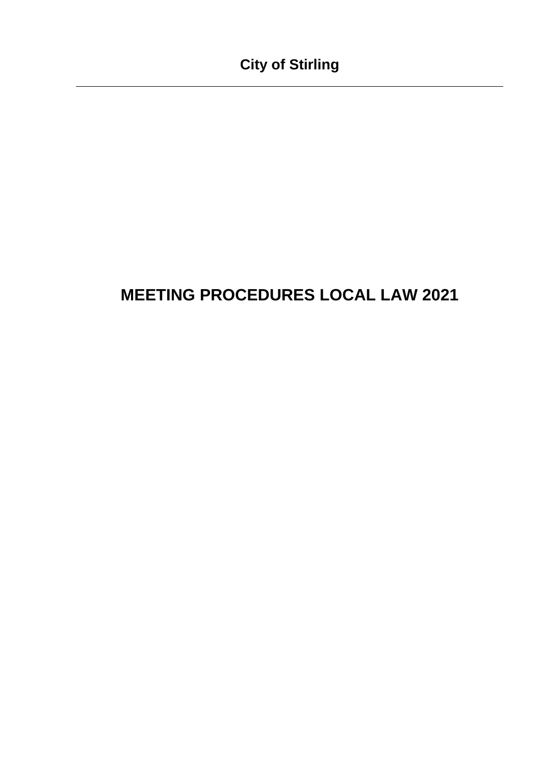**City of Stirling**

---

# MEETING PROCEDURES LOCAL LAW 2021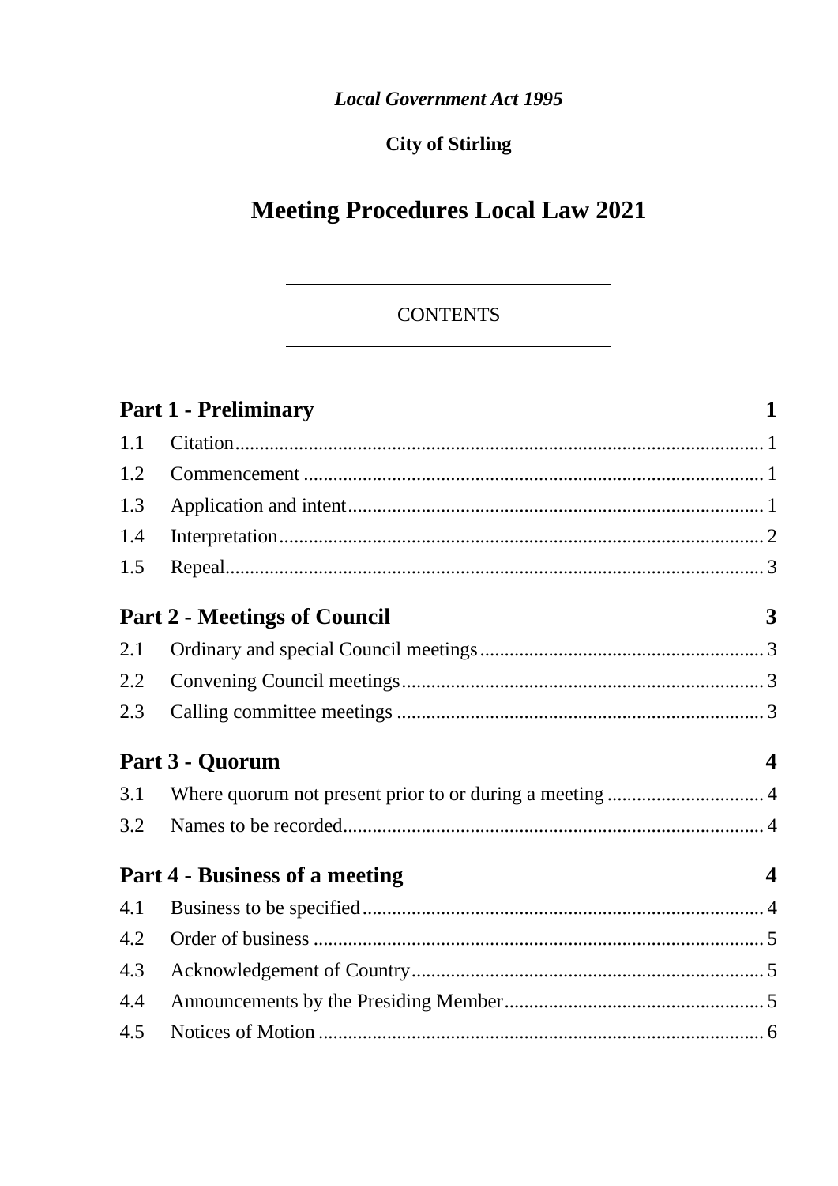*Local Government Act 1995*

**City of Stirling**

# Meeting Procedures Local Law 2021

CONTENTS

| | | |
|---|---|---|
| **Part 1 - Preliminary** | | **1** |
| 1.1 | Citation | 1 |
| 1.2 | Commencement | 1 |
| 1.3 | Application and intent | 1 |
| 1.4 | Interpretation | 2 |
| 1.5 | Repeal | 3 |
| **Part 2 - Meetings of Council** | | **3** |
| 2.1 | Ordinary and special Council meetings | 3 |
| 2.2 | Convening Council meetings | 3 |
| 2.3 | Calling committee meetings | 3 |
| **Part 3 - Quorum** | | **4** |
| 3.1 | Where quorum not present prior to or during a meeting | 4 |
| 3.2 | Names to be recorded | 4 |
| **Part 4 - Business of a meeting** | | **4** |
| 4.1 | Business to be specified | 4 |
| 4.2 | Order of business | 5 |
| 4.3 | Acknowledgement of Country | 5 |
| 4.4 | Announcements by the Presiding Member | 5 |
| 4.5 | Notices of Motion | 6 |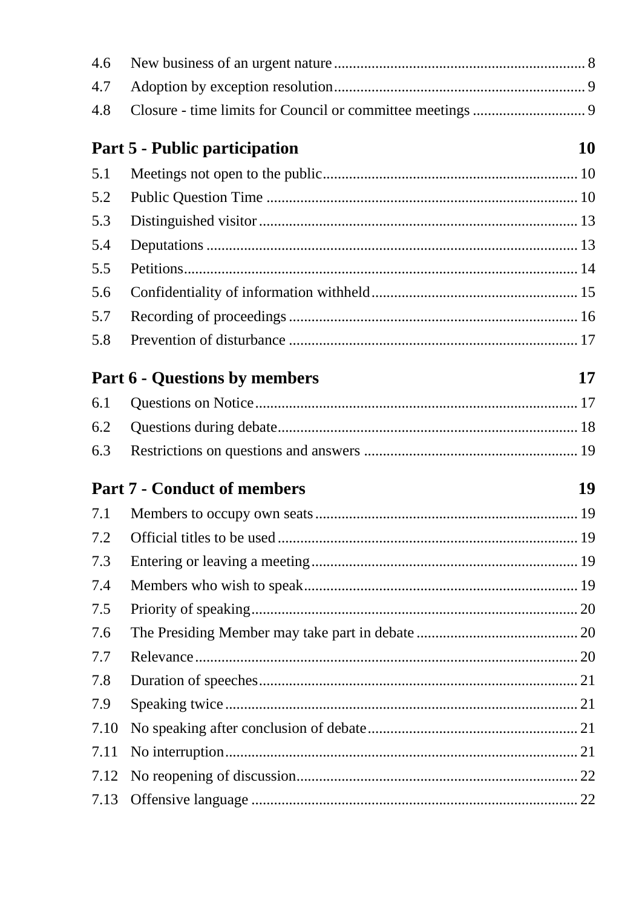| | | |
|---|---|---|
| 4.6 | New business of an urgent nature | 8 |
| 4.7 | Adoption by exception resolution | 9 |
| 4.8 | Closure - time limits for Council or committee meetings | 9 |

**Part 5 - Public participation** **10**

| | | |
|---|---|---|
| 5.1 | Meetings not open to the public | 10 |
| 5.2 | Public Question Time | 10 |
| 5.3 | Distinguished visitor | 13 |
| 5.4 | Deputations | 13 |
| 5.5 | Petitions | 14 |
| 5.6 | Confidentiality of information withheld | 15 |
| 5.7 | Recording of proceedings | 16 |
| 5.8 | Prevention of disturbance | 17 |

**Part 6 - Questions by members** **17**

| | | |
|---|---|---|
| 6.1 | Questions on Notice | 17 |
| 6.2 | Questions during debate | 18 |
| 6.3 | Restrictions on questions and answers | 19 |

**Part 7 - Conduct of members** **19**

| | | |
|---|---|---|
| 7.1 | Members to occupy own seats | 19 |
| 7.2 | Official titles to be used | 19 |
| 7.3 | Entering or leaving a meeting | 19 |
| 7.4 | Members who wish to speak | 19 |
| 7.5 | Priority of speaking | 20 |
| 7.6 | The Presiding Member may take part in debate | 20 |
| 7.7 | Relevance | 20 |
| 7.8 | Duration of speeches | 21 |
| 7.9 | Speaking twice | 21 |
| 7.10 | No speaking after conclusion of debate | 21 |
| 7.11 | No interruption | 21 |
| 7.12 | No reopening of discussion | 22 |
| 7.13 | Offensive language | 22 |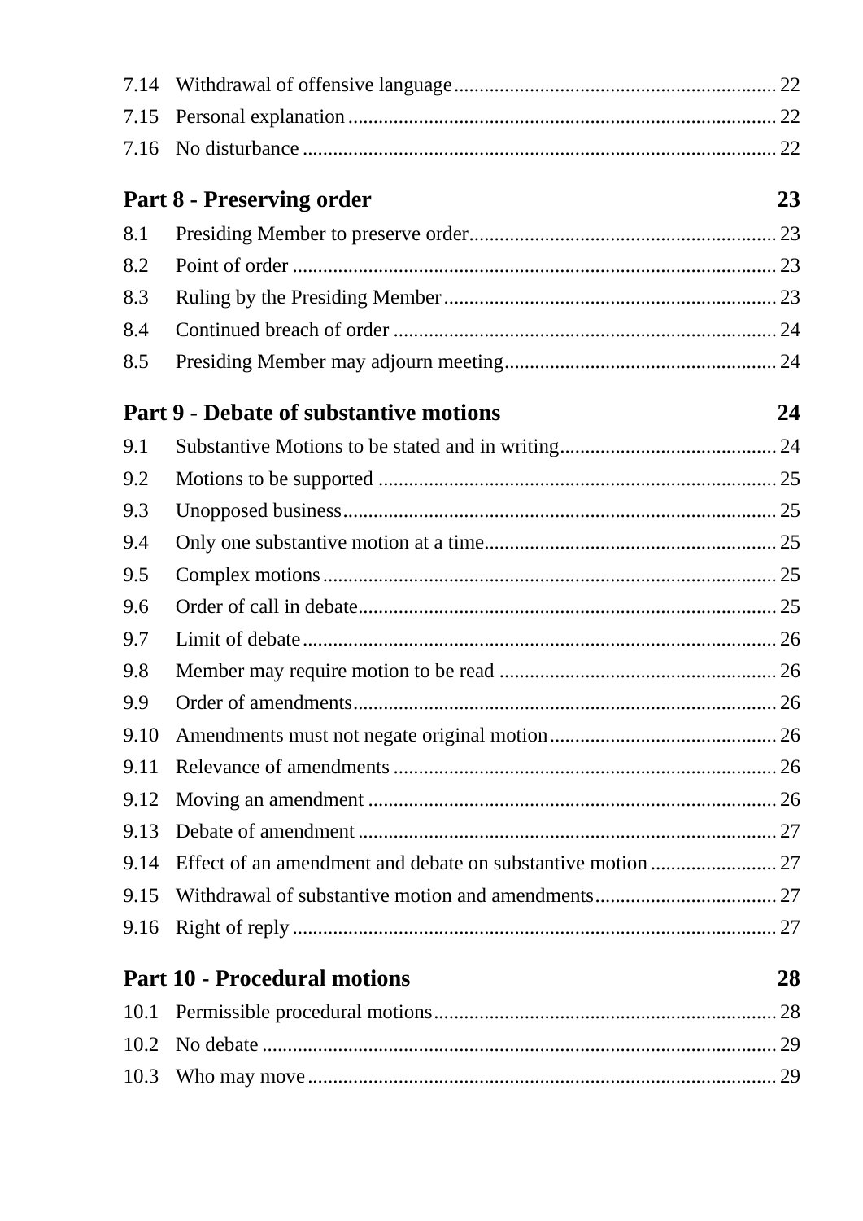| | | |
|---|---|---|
| 7.14 | Withdrawal of offensive language | 22 |
| 7.15 | Personal explanation | 22 |
| 7.16 | No disturbance | 22 |

**Part 8 - Preserving order** **23**

| | | |
|---|---|---|
| 8.1 | Presiding Member to preserve order | 23 |
| 8.2 | Point of order | 23 |
| 8.3 | Ruling by the Presiding Member | 23 |
| 8.4 | Continued breach of order | 24 |
| 8.5 | Presiding Member may adjourn meeting | 24 |

**Part 9 - Debate of substantive motions** **24**

| | | |
|---|---|---|
| 9.1 | Substantive Motions to be stated and in writing | 24 |
| 9.2 | Motions to be supported | 25 |
| 9.3 | Unopposed business | 25 |
| 9.4 | Only one substantive motion at a time | 25 |
| 9.5 | Complex motions | 25 |
| 9.6 | Order of call in debate | 25 |
| 9.7 | Limit of debate | 26 |
| 9.8 | Member may require motion to be read | 26 |
| 9.9 | Order of amendments | 26 |
| 9.10 | Amendments must not negate original motion | 26 |
| 9.11 | Relevance of amendments | 26 |
| 9.12 | Moving an amendment | 26 |
| 9.13 | Debate of amendment | 27 |
| 9.14 | Effect of an amendment and debate on substantive motion | 27 |
| 9.15 | Withdrawal of substantive motion and amendments | 27 |
| 9.16 | Right of reply | 27 |

**Part 10 - Procedural motions** **28**

| | | |
|---|---|---|
| 10.1 | Permissible procedural motions | 28 |
| 10.2 | No debate | 29 |
| 10.3 | Who may move | 29 |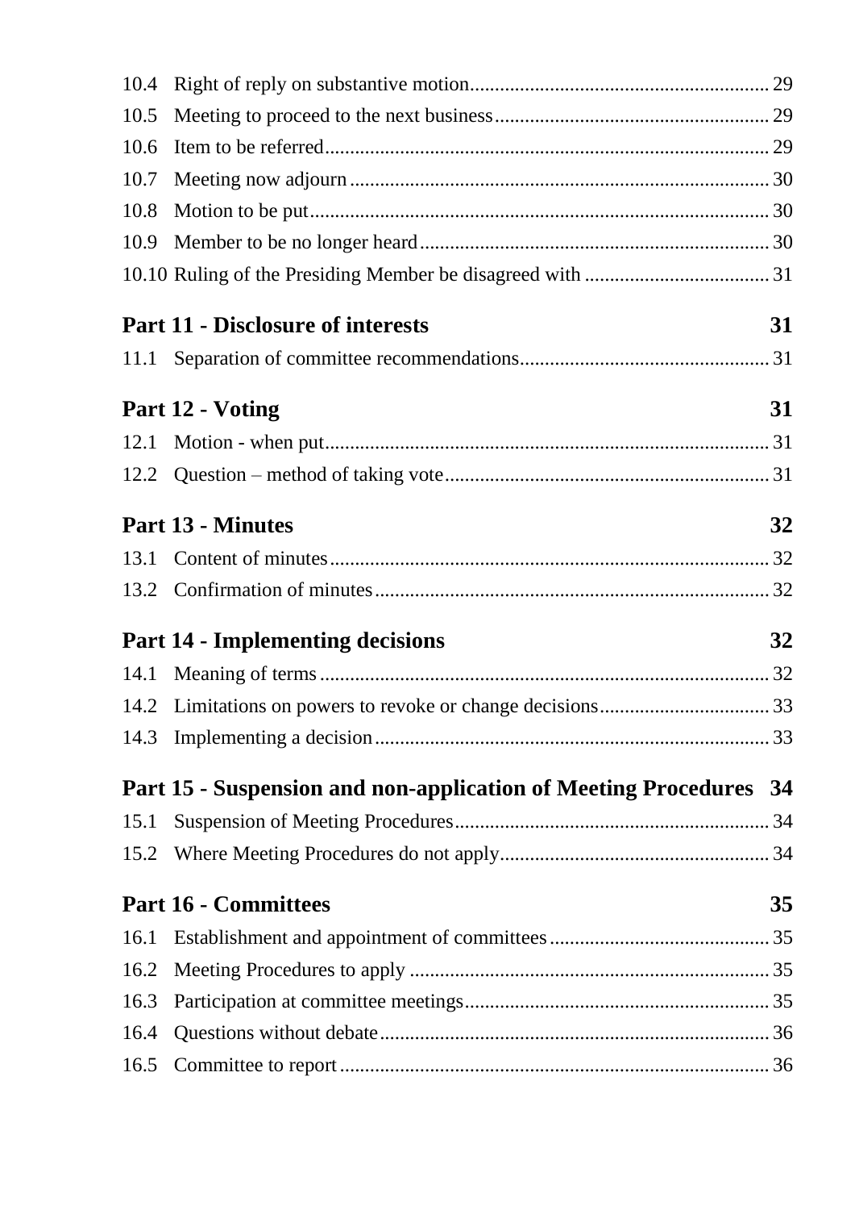10.4 Right of reply on substantive motion ........................................................... 29

10.5 Meeting to proceed to the next business ..................................................... 29

10.6 Item to be referred ....................................................................................... 29

10.7 Meeting now adjourn .................................................................................. 30

10.8 Motion to be put .......................................................................................... 30

10.9 Member to be no longer heard .................................................................... 30

10.10 Ruling of the Presiding Member be disagreed with .................................... 31

**Part 11 - Disclosure of interests 31**

11.1 Separation of committee recommendations ................................................ 31

**Part 12 - Voting 31**

12.1 Motion - when put ....................................................................................... 31

12.2 Question – method of taking vote ............................................................... 31

**Part 13 - Minutes 32**

13.1 Content of minutes ...................................................................................... 32

13.2 Confirmation of minutes ............................................................................. 32

**Part 14 - Implementing decisions 32**

14.1 Meaning of terms ........................................................................................ 32

14.2 Limitations on powers to revoke or change decisions ................................. 33

14.3 Implementing a decision ............................................................................. 33

**Part 15 - Suspension and non-application of Meeting Procedures 34**

15.1 Suspension of Meeting Procedures ............................................................. 34

15.2 Where Meeting Procedures do not apply ..................................................... 34

**Part 16 - Committees 35**

16.1 Establishment and appointment of committees ........................................... 35

16.2 Meeting Procedures to apply ...................................................................... 35

16.3 Participation at committee meetings ........................................................... 35

16.4 Questions without debate ............................................................................ 36

16.5 Committee to report .................................................................................... 36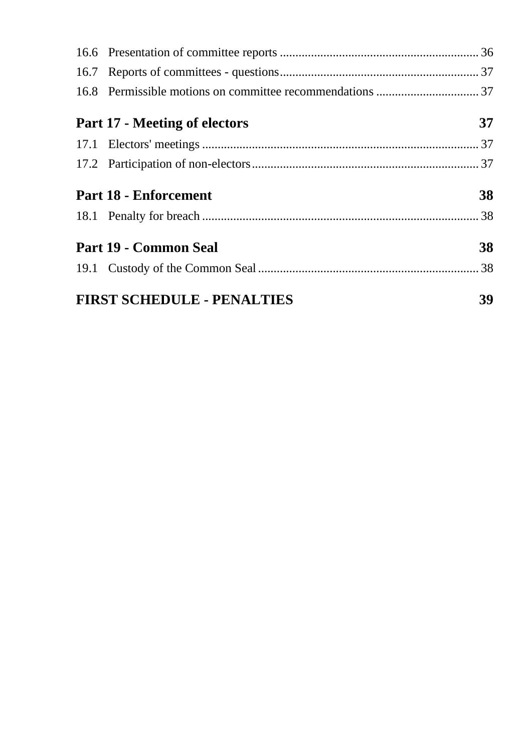16.6 Presentation of committee reports ............................................................... 36
16.7 Reports of committees - questions............................................................... 37
16.8 Permissible motions on committee recommendations ................................ 37

**Part 17 - Meeting of electors 37**

17.1 Electors' meetings ........................................................................................ 37
17.2 Participation of non-electors........................................................................ 37

**Part 18 - Enforcement 38**

18.1 Penalty for breach ........................................................................................ 38

**Part 19 - Common Seal 38**

19.1 Custody of the Common Seal ...................................................................... 38

**FIRST SCHEDULE - PENALTIES 39**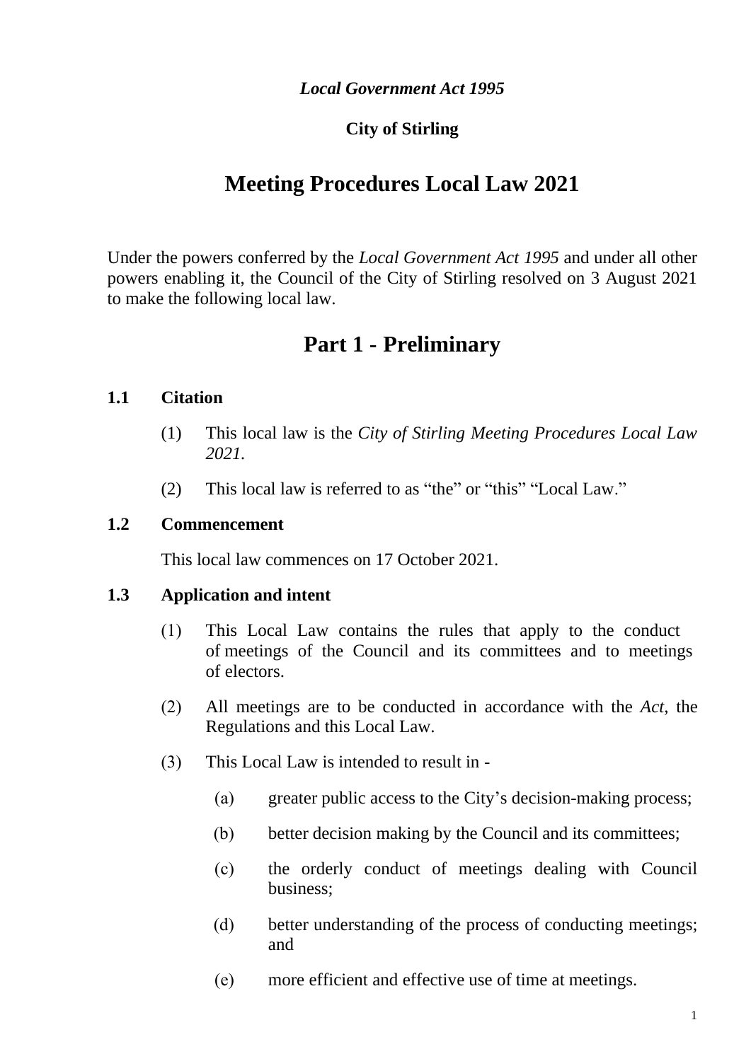*Local Government Act 1995*

**City of Stirling**

# Meeting Procedures Local Law 2021

Under the powers conferred by the *Local Government Act 1995* and under all other powers enabling it, the Council of the City of Stirling resolved on 3 August 2021 to make the following local law.

## Part 1 - Preliminary

### 1.1 Citation

(1) This local law is the *City of Stirling Meeting Procedures Local Law 2021*.

(2) This local law is referred to as "the" or "this" "Local Law."

### 1.2 Commencement

This local law commences on 17 October 2021.

### 1.3 Application and intent

(1) This Local Law contains the rules that apply to the conduct of meetings of the Council and its committees and to meetings of electors.

(2) All meetings are to be conducted in accordance with the *Act*, the Regulations and this Local Law.

(3) This Local Law is intended to result in -

(a) greater public access to the City's decision-making process;

(b) better decision making by the Council and its committees;

(c) the orderly conduct of meetings dealing with Council business;

(d) better understanding of the process of conducting meetings; and

(e) more efficient and effective use of time at meetings.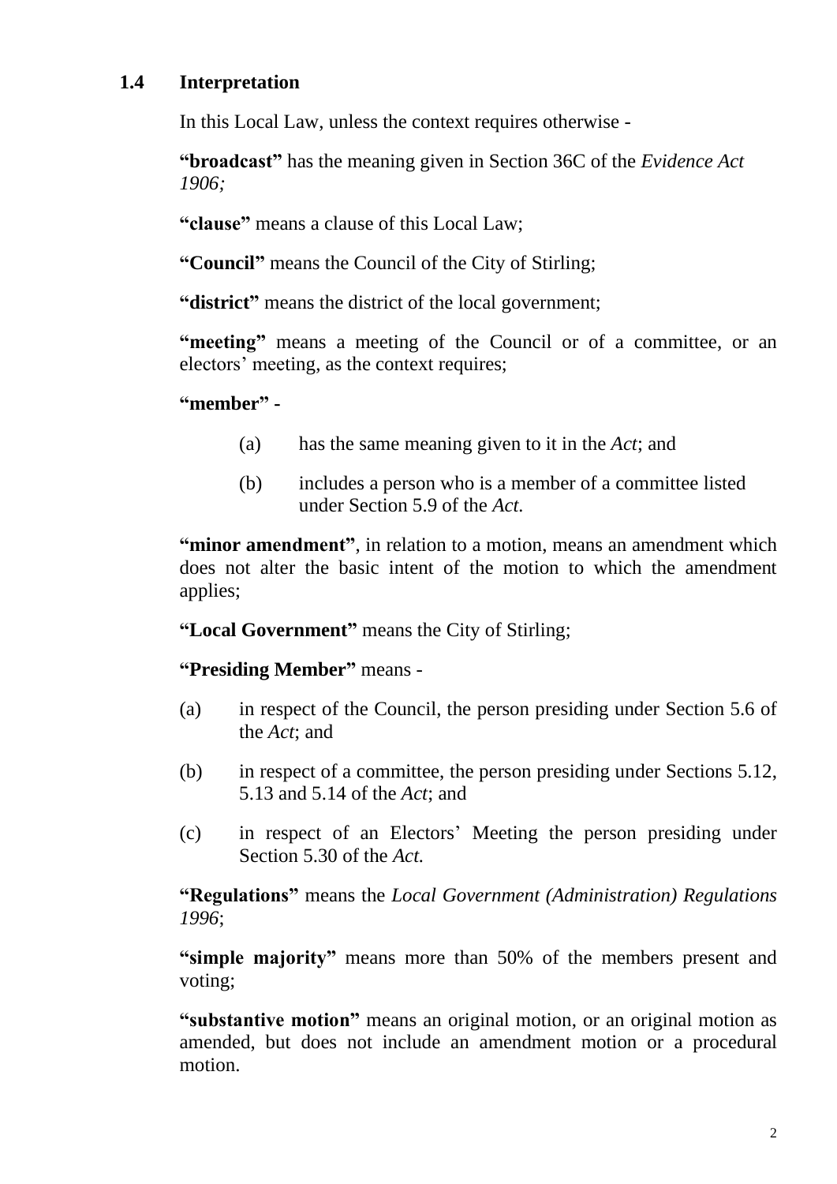## 1.4 Interpretation

In this Local Law, unless the context requires otherwise -

**"broadcast"** has the meaning given in Section 36C of the *Evidence Act 1906;*

**"clause"** means a clause of this Local Law;

**"Council"** means the Council of the City of Stirling;

**"district"** means the district of the local government;

**"meeting"** means a meeting of the Council or of a committee, or an electors' meeting, as the context requires;

**"member"** -

(a) has the same meaning given to it in the *Act*; and

(b) includes a person who is a member of a committee listed under Section 5.9 of the *Act.*

**"minor amendment"**, in relation to a motion, means an amendment which does not alter the basic intent of the motion to which the amendment applies;

**"Local Government"** means the City of Stirling;

**"Presiding Member"** means -

(a) in respect of the Council, the person presiding under Section 5.6 of the *Act*; and

(b) in respect of a committee, the person presiding under Sections 5.12, 5.13 and 5.14 of the *Act*; and

(c) in respect of an Electors' Meeting the person presiding under Section 5.30 of the *Act.*

**"Regulations"** means the *Local Government (Administration) Regulations 1996*;

**"simple majority"** means more than 50% of the members present and voting;

**"substantive motion"** means an original motion, or an original motion as amended, but does not include an amendment motion or a procedural motion.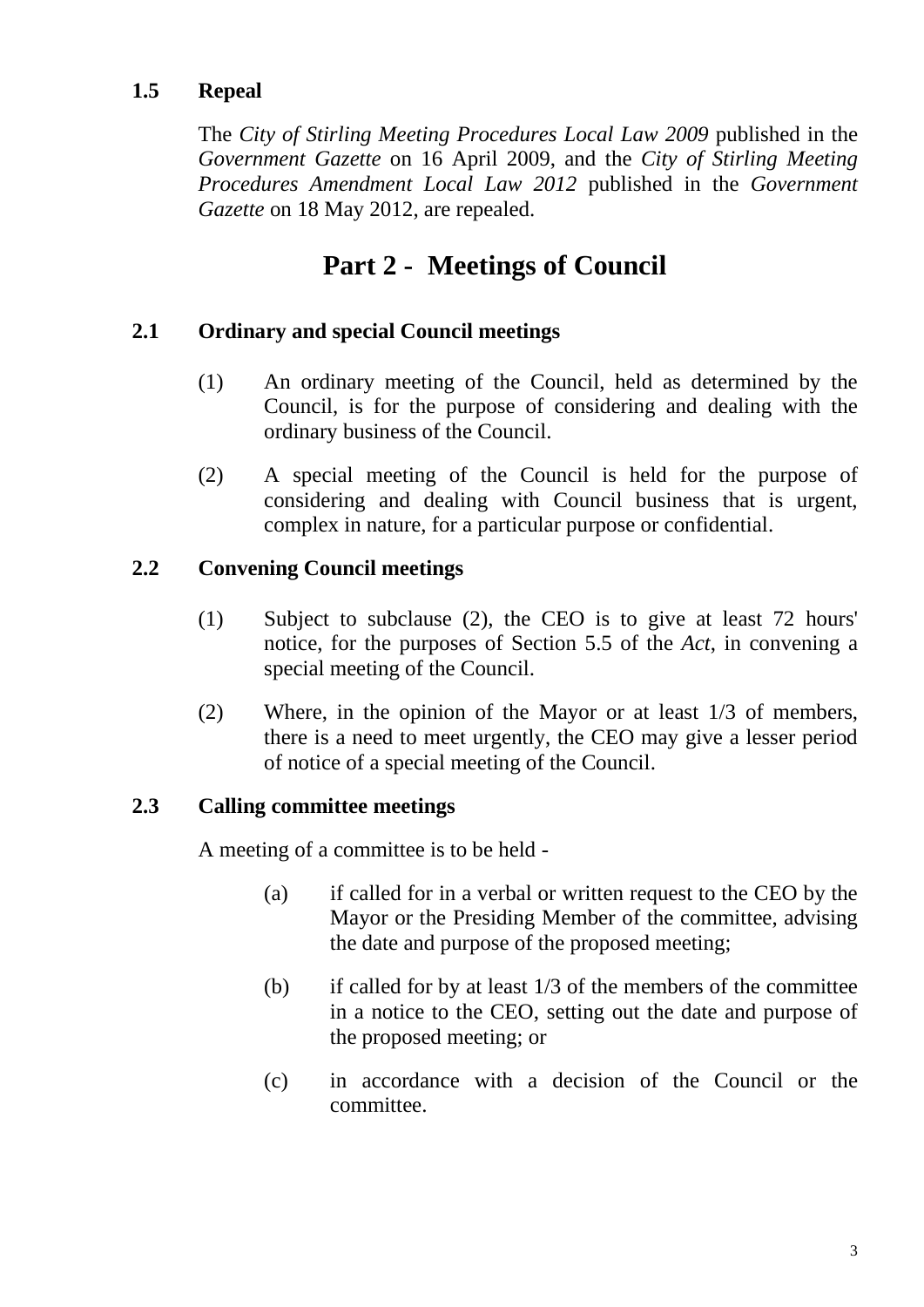### 1.5 Repeal

The *City of Stirling Meeting Procedures Local Law 2009* published in the *Government Gazette* on 16 April 2009, and the *City of Stirling Meeting Procedures Amendment Local Law 2012* published in the *Government Gazette* on 18 May 2012, are repealed.

## Part 2 - Meetings of Council

### 2.1 Ordinary and special Council meetings

(1) An ordinary meeting of the Council, held as determined by the Council, is for the purpose of considering and dealing with the ordinary business of the Council.

(2) A special meeting of the Council is held for the purpose of considering and dealing with Council business that is urgent, complex in nature, for a particular purpose or confidential.

### 2.2 Convening Council meetings

(1) Subject to subclause (2), the CEO is to give at least 72 hours' notice, for the purposes of Section 5.5 of the *Act*, in convening a special meeting of the Council.

(2) Where, in the opinion of the Mayor or at least 1/3 of members, there is a need to meet urgently, the CEO may give a lesser period of notice of a special meeting of the Council.

### 2.3 Calling committee meetings

A meeting of a committee is to be held -

(a) if called for in a verbal or written request to the CEO by the Mayor or the Presiding Member of the committee, advising the date and purpose of the proposed meeting;

(b) if called for by at least 1/3 of the members of the committee in a notice to the CEO, setting out the date and purpose of the proposed meeting; or

(c) in accordance with a decision of the Council or the committee.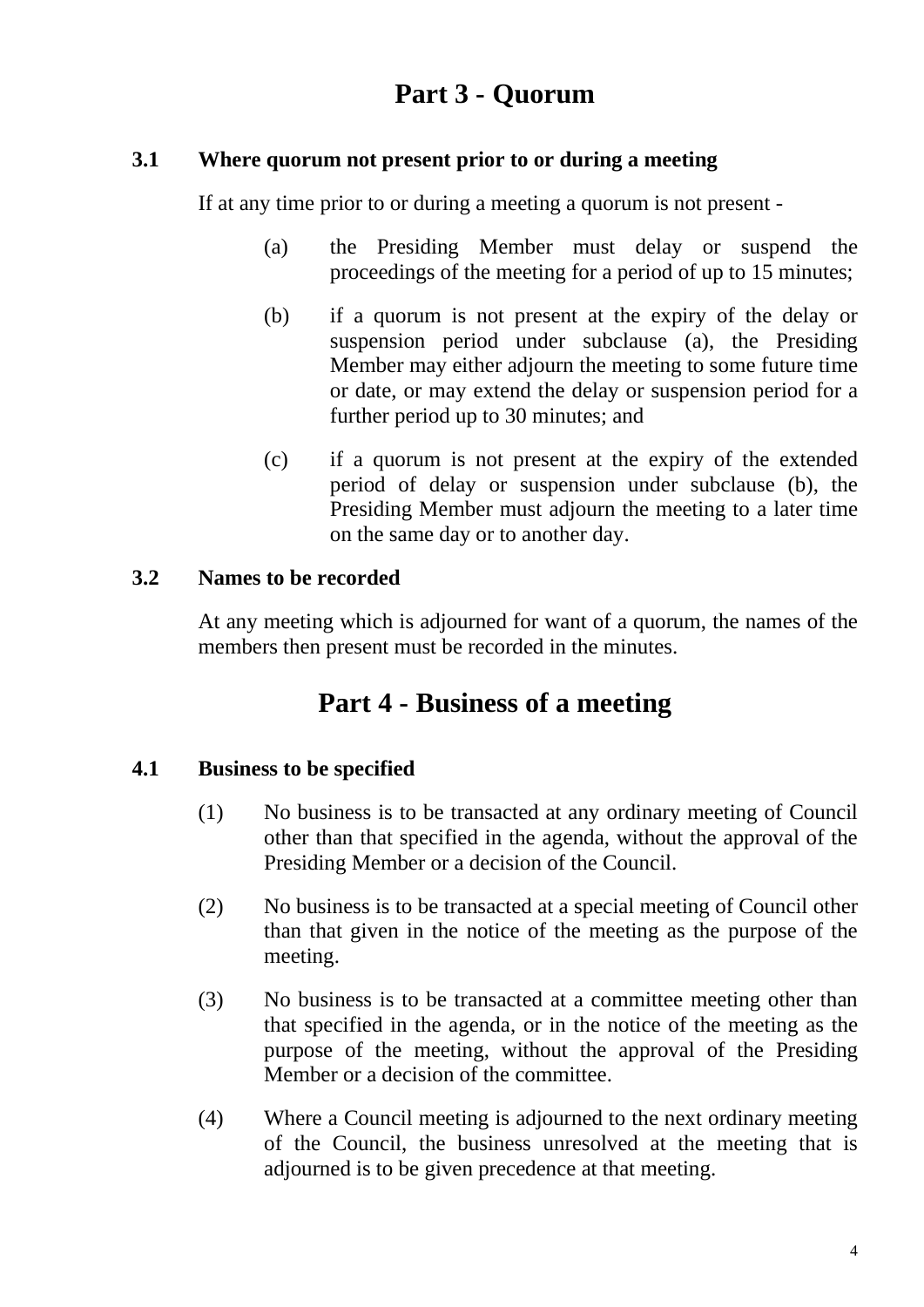# Part 3 - Quorum

### 3.1 Where quorum not present prior to or during a meeting

If at any time prior to or during a meeting a quorum is not present -

(a) the Presiding Member must delay or suspend the proceedings of the meeting for a period of up to 15 minutes;

(b) if a quorum is not present at the expiry of the delay or suspension period under subclause (a), the Presiding Member may either adjourn the meeting to some future time or date, or may extend the delay or suspension period for a further period up to 30 minutes; and

(c) if a quorum is not present at the expiry of the extended period of delay or suspension under subclause (b), the Presiding Member must adjourn the meeting to a later time on the same day or to another day.

### 3.2 Names to be recorded

At any meeting which is adjourned for want of a quorum, the names of the members then present must be recorded in the minutes.

# Part 4 - Business of a meeting

### 4.1 Business to be specified

(1) No business is to be transacted at any ordinary meeting of Council other than that specified in the agenda, without the approval of the Presiding Member or a decision of the Council.

(2) No business is to be transacted at a special meeting of Council other than that given in the notice of the meeting as the purpose of the meeting.

(3) No business is to be transacted at a committee meeting other than that specified in the agenda, or in the notice of the meeting as the purpose of the meeting, without the approval of the Presiding Member or a decision of the committee.

(4) Where a Council meeting is adjourned to the next ordinary meeting of the Council, the business unresolved at the meeting that is adjourned is to be given precedence at that meeting.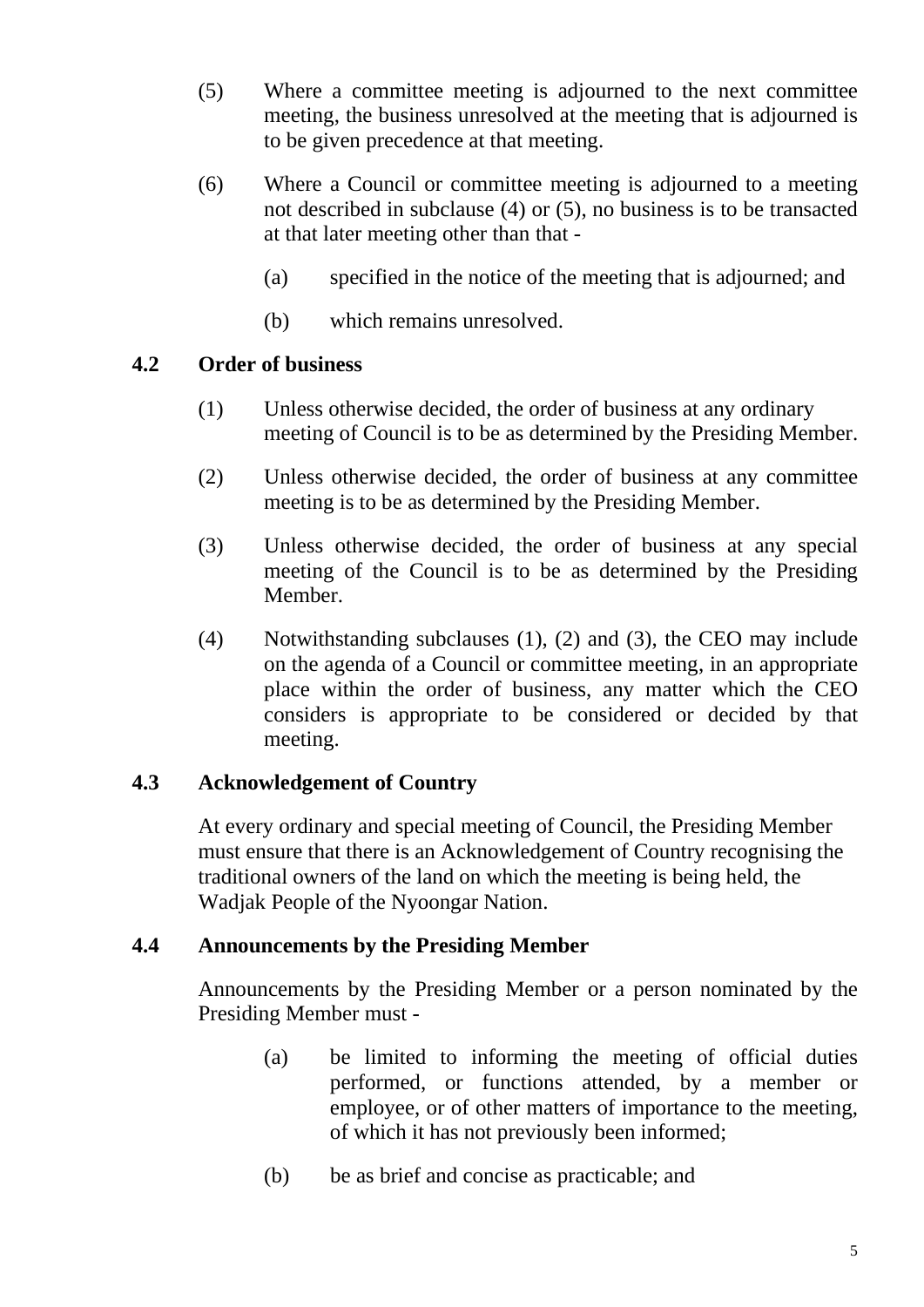(5) Where a committee meeting is adjourned to the next committee meeting, the business unresolved at the meeting that is adjourned is to be given precedence at that meeting.

(6) Where a Council or committee meeting is adjourned to a meeting not described in subclause (4) or (5), no business is to be transacted at that later meeting other than that -

(a) specified in the notice of the meeting that is adjourned; and

(b) which remains unresolved.

### 4.2 Order of business

(1) Unless otherwise decided, the order of business at any ordinary meeting of Council is to be as determined by the Presiding Member.

(2) Unless otherwise decided, the order of business at any committee meeting is to be as determined by the Presiding Member.

(3) Unless otherwise decided, the order of business at any special meeting of the Council is to be as determined by the Presiding Member.

(4) Notwithstanding subclauses (1), (2) and (3), the CEO may include on the agenda of a Council or committee meeting, in an appropriate place within the order of business, any matter which the CEO considers is appropriate to be considered or decided by that meeting.

### 4.3 Acknowledgement of Country

At every ordinary and special meeting of Council, the Presiding Member must ensure that there is an Acknowledgement of Country recognising the traditional owners of the land on which the meeting is being held, the Wadjak People of the Nyoongar Nation.

### 4.4 Announcements by the Presiding Member

Announcements by the Presiding Member or a person nominated by the Presiding Member must -

(a) be limited to informing the meeting of official duties performed, or functions attended, by a member or employee, or of other matters of importance to the meeting, of which it has not previously been informed;

(b) be as brief and concise as practicable; and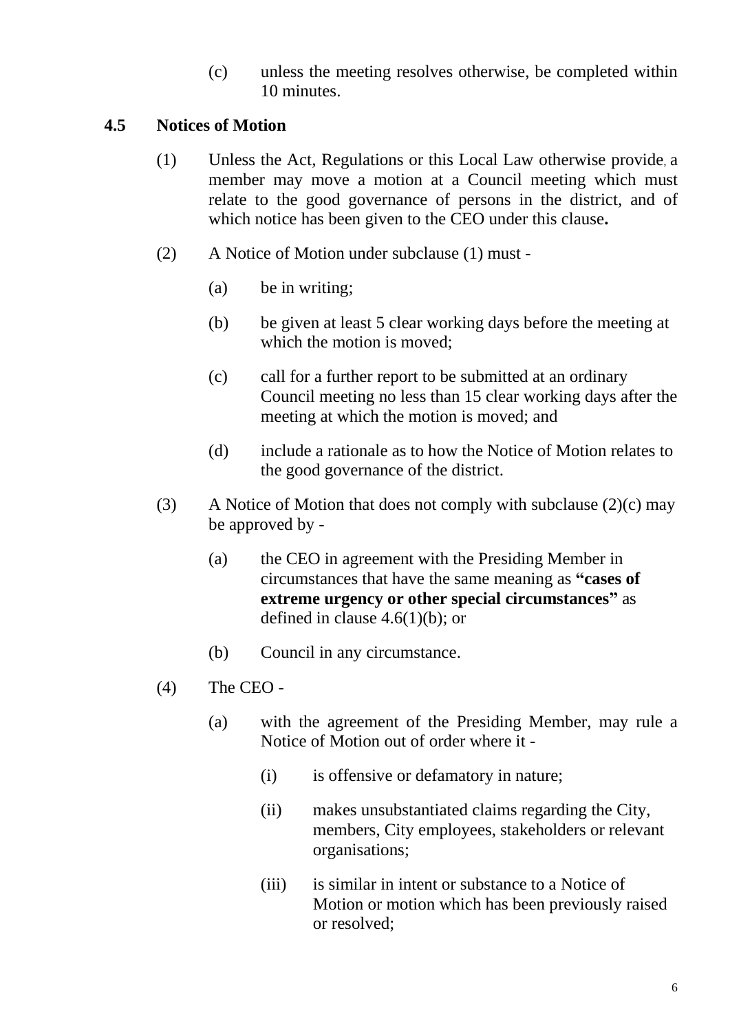(c) unless the meeting resolves otherwise, be completed within 10 minutes.

### 4.5 Notices of Motion

(1) Unless the Act, Regulations or this Local Law otherwise provide, a member may move a motion at a Council meeting which must relate to the good governance of persons in the district, and of which notice has been given to the CEO under this clause**.**

(2) A Notice of Motion under subclause (1) must -

(a) be in writing;

(b) be given at least 5 clear working days before the meeting at which the motion is moved;

(c) call for a further report to be submitted at an ordinary Council meeting no less than 15 clear working days after the meeting at which the motion is moved; and

(d) include a rationale as to how the Notice of Motion relates to the good governance of the district.

(3) A Notice of Motion that does not comply with subclause (2)(c) may be approved by -

(a) the CEO in agreement with the Presiding Member in circumstances that have the same meaning as **"cases of extreme urgency or other special circumstances"** as defined in clause 4.6(1)(b); or

(b) Council in any circumstance.

(4) The CEO -

(a) with the agreement of the Presiding Member, may rule a Notice of Motion out of order where it -

(i) is offensive or defamatory in nature;

(ii) makes unsubstantiated claims regarding the City, members, City employees, stakeholders or relevant organisations;

(iii) is similar in intent or substance to a Notice of Motion or motion which has been previously raised or resolved;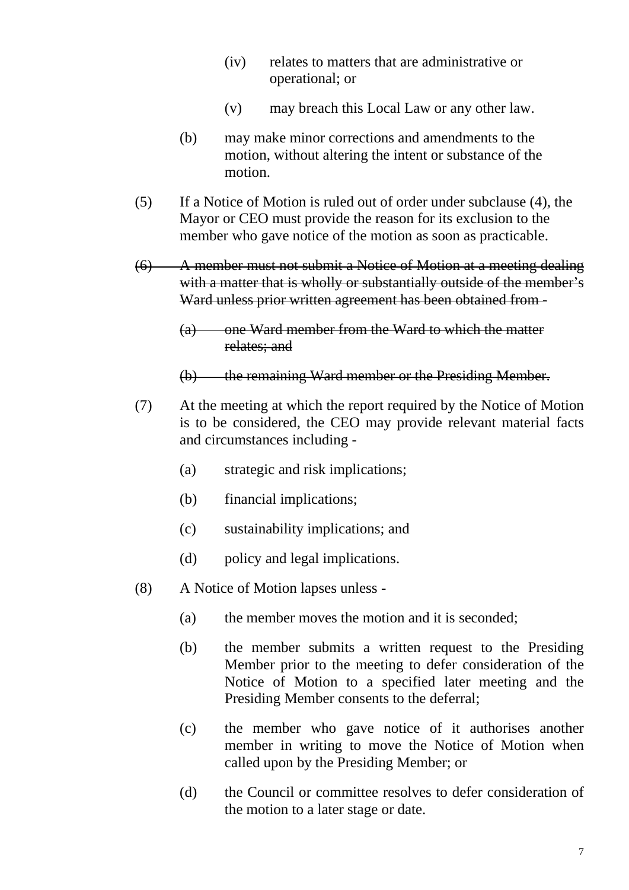(iv) relates to matters that are administrative or operational; or

(v) may breach this Local Law or any other law.

(b) may make minor corrections and amendments to the motion, without altering the intent or substance of the motion.

(5) If a Notice of Motion is ruled out of order under subclause (4), the Mayor or CEO must provide the reason for its exclusion to the member who gave notice of the motion as soon as practicable.

~~(6) A member must not submit a Notice of Motion at a meeting dealing with a matter that is wholly or substantially outside of the member's Ward unless prior written agreement has been obtained from -~~

~~(a) one Ward member from the Ward to which the matter relates; and~~

~~(b) the remaining Ward member or the Presiding Member.~~

(7) At the meeting at which the report required by the Notice of Motion is to be considered, the CEO may provide relevant material facts and circumstances including -

(a) strategic and risk implications;

(b) financial implications;

(c) sustainability implications; and

(d) policy and legal implications.

(8) A Notice of Motion lapses unless -

(a) the member moves the motion and it is seconded;

(b) the member submits a written request to the Presiding Member prior to the meeting to defer consideration of the Notice of Motion to a specified later meeting and the Presiding Member consents to the deferral;

(c) the member who gave notice of it authorises another member in writing to move the Notice of Motion when called upon by the Presiding Member; or

(d) the Council or committee resolves to defer consideration of the motion to a later stage or date.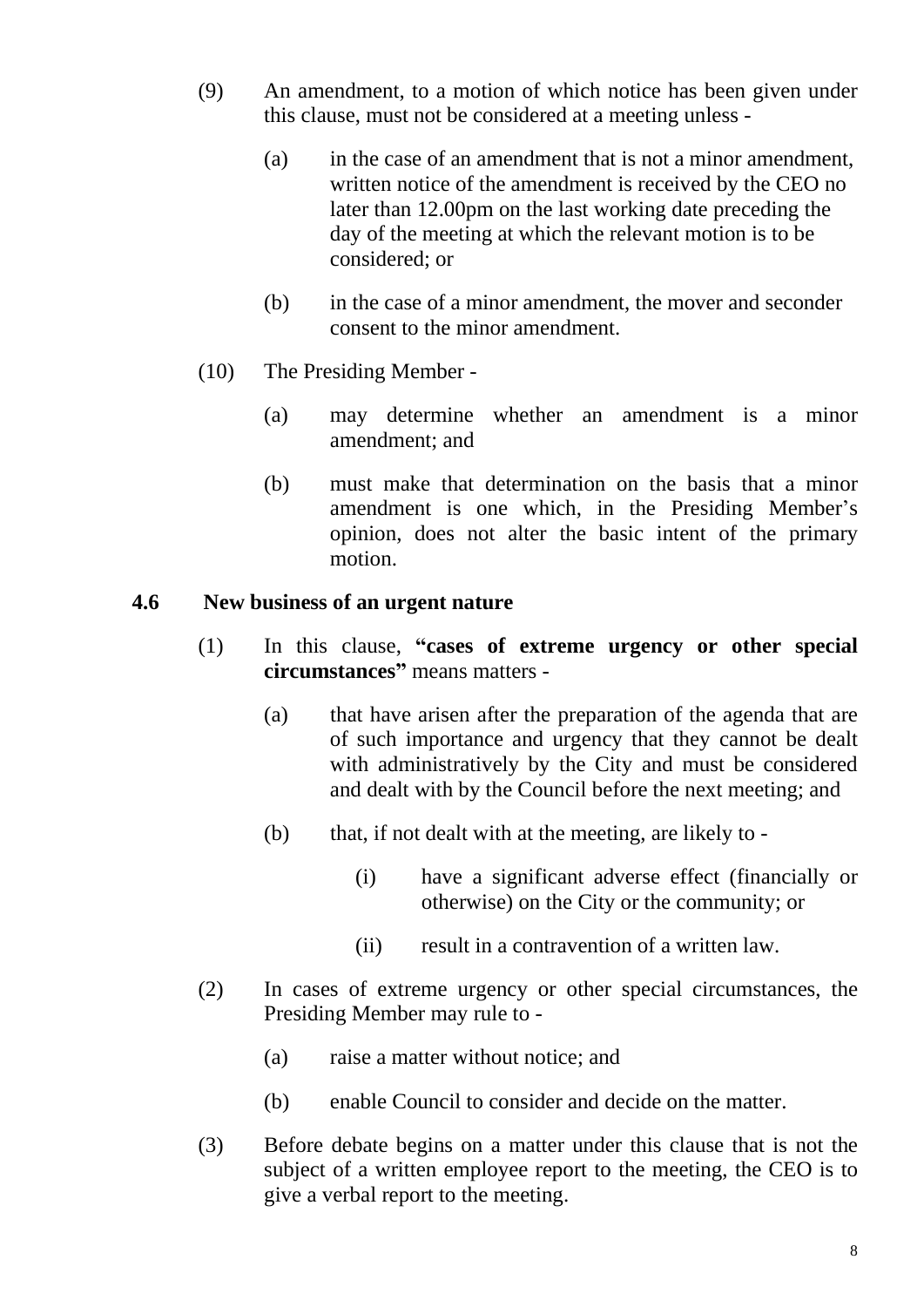(9) An amendment, to a motion of which notice has been given under this clause, must not be considered at a meeting unless -

(a) in the case of an amendment that is not a minor amendment, written notice of the amendment is received by the CEO no later than 12.00pm on the last working date preceding the day of the meeting at which the relevant motion is to be considered; or

(b) in the case of a minor amendment, the mover and seconder consent to the minor amendment.

(10) The Presiding Member -

(a) may determine whether an amendment is a minor amendment; and

(b) must make that determination on the basis that a minor amendment is one which, in the Presiding Member's opinion, does not alter the basic intent of the primary motion.

### 4.6 New business of an urgent nature

(1) In this clause, **"cases of extreme urgency or other special circumstances"** means matters -

(a) that have arisen after the preparation of the agenda that are of such importance and urgency that they cannot be dealt with administratively by the City and must be considered and dealt with by the Council before the next meeting; and

(b) that, if not dealt with at the meeting, are likely to -

(i) have a significant adverse effect (financially or otherwise) on the City or the community; or

(ii) result in a contravention of a written law.

(2) In cases of extreme urgency or other special circumstances, the Presiding Member may rule to -

(a) raise a matter without notice; and

(b) enable Council to consider and decide on the matter.

(3) Before debate begins on a matter under this clause that is not the subject of a written employee report to the meeting, the CEO is to give a verbal report to the meeting.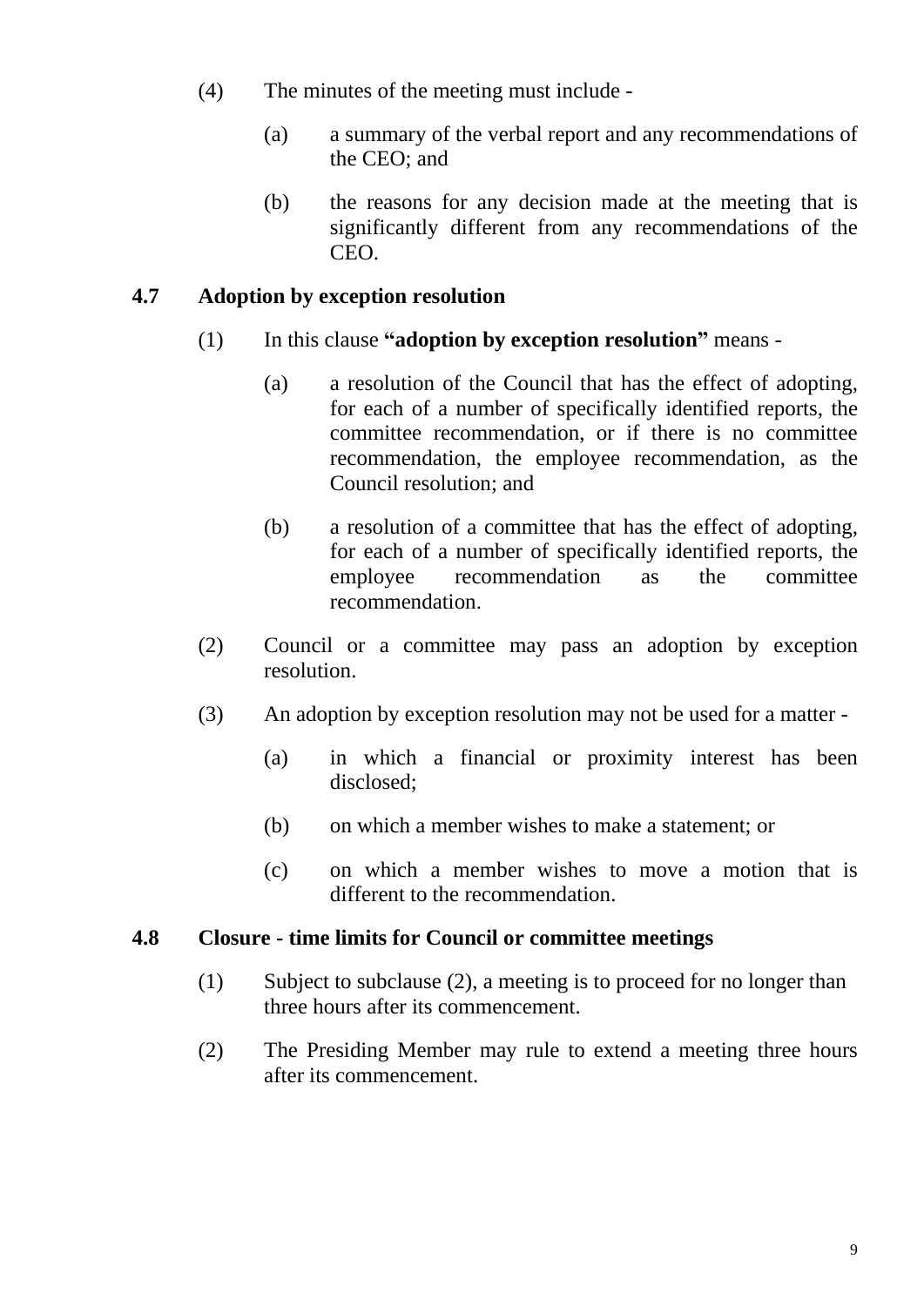(4) The minutes of the meeting must include -

   (a) a summary of the verbal report and any recommendations of the CEO; and

   (b) the reasons for any decision made at the meeting that is significantly different from any recommendations of the CEO.

## 4.7 Adoption by exception resolution

(1) In this clause **"adoption by exception resolution"** means -

   (a) a resolution of the Council that has the effect of adopting, for each of a number of specifically identified reports, the committee recommendation, or if there is no committee recommendation, the employee recommendation, as the Council resolution; and

   (b) a resolution of a committee that has the effect of adopting, for each of a number of specifically identified reports, the employee recommendation as the committee recommendation.

(2) Council or a committee may pass an adoption by exception resolution.

(3) An adoption by exception resolution may not be used for a matter -

   (a) in which a financial or proximity interest has been disclosed;

   (b) on which a member wishes to make a statement; or

   (c) on which a member wishes to move a motion that is different to the recommendation.

## 4.8 Closure - time limits for Council or committee meetings

(1) Subject to subclause (2), a meeting is to proceed for no longer than three hours after its commencement.

(2) The Presiding Member may rule to extend a meeting three hours after its commencement.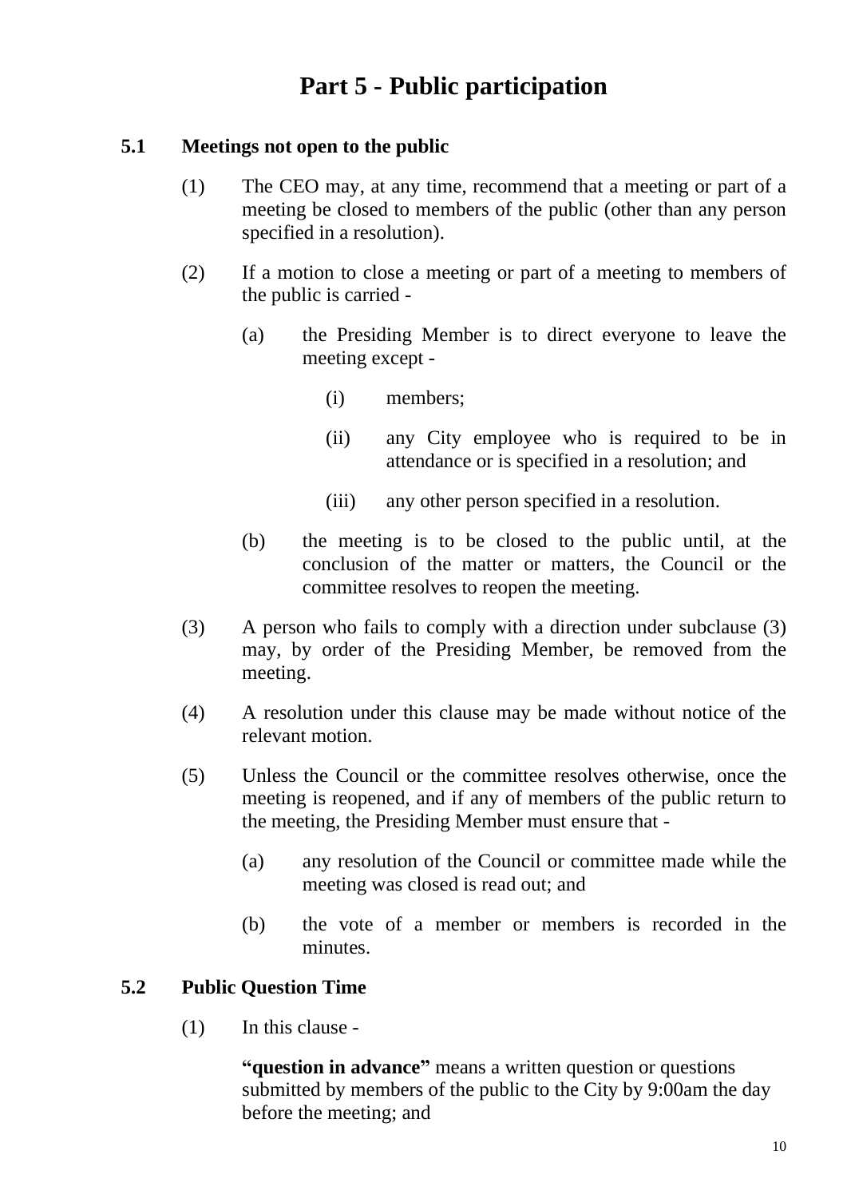# Part 5 - Public participation

## 5.1 Meetings not open to the public

(1) The CEO may, at any time, recommend that a meeting or part of a meeting be closed to members of the public (other than any person specified in a resolution).

(2) If a motion to close a meeting or part of a meeting to members of the public is carried -

   (a) the Presiding Member is to direct everyone to leave the meeting except -

      (i) members;

      (ii) any City employee who is required to be in attendance or is specified in a resolution; and

      (iii) any other person specified in a resolution.

   (b) the meeting is to be closed to the public until, at the conclusion of the matter or matters, the Council or the committee resolves to reopen the meeting.

(3) A person who fails to comply with a direction under subclause (3) may, by order of the Presiding Member, be removed from the meeting.

(4) A resolution under this clause may be made without notice of the relevant motion.

(5) Unless the Council or the committee resolves otherwise, once the meeting is reopened, and if any of members of the public return to the meeting, the Presiding Member must ensure that -

   (a) any resolution of the Council or committee made while the meeting was closed is read out; and

   (b) the vote of a member or members is recorded in the minutes.

## 5.2 Public Question Time

(1) In this clause -

**"question in advance"** means a written question or questions submitted by members of the public to the City by 9:00am the day before the meeting; and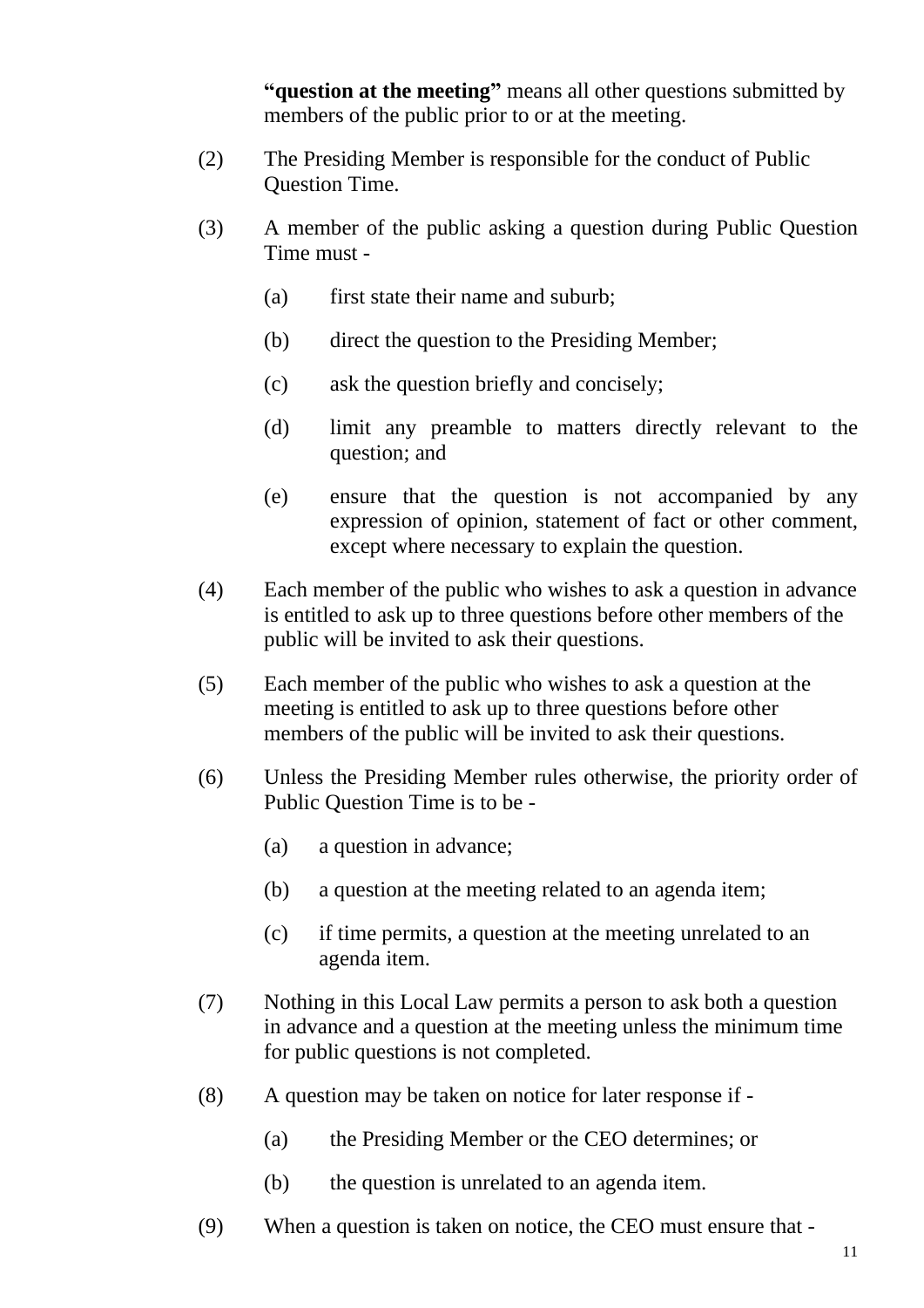**"question at the meeting"** means all other questions submitted by members of the public prior to or at the meeting.

(2) The Presiding Member is responsible for the conduct of Public Question Time.

(3) A member of the public asking a question during Public Question Time must -

  (a) first state their name and suburb;

  (b) direct the question to the Presiding Member;

  (c) ask the question briefly and concisely;

  (d) limit any preamble to matters directly relevant to the question; and

  (e) ensure that the question is not accompanied by any expression of opinion, statement of fact or other comment, except where necessary to explain the question.

(4) Each member of the public who wishes to ask a question in advance is entitled to ask up to three questions before other members of the public will be invited to ask their questions.

(5) Each member of the public who wishes to ask a question at the meeting is entitled to ask up to three questions before other members of the public will be invited to ask their questions.

(6) Unless the Presiding Member rules otherwise, the priority order of Public Question Time is to be -

  (a) a question in advance;

  (b) a question at the meeting related to an agenda item;

  (c) if time permits, a question at the meeting unrelated to an agenda item.

(7) Nothing in this Local Law permits a person to ask both a question in advance and a question at the meeting unless the minimum time for public questions is not completed.

(8) A question may be taken on notice for later response if -

  (a) the Presiding Member or the CEO determines; or

  (b) the question is unrelated to an agenda item.

(9) When a question is taken on notice, the CEO must ensure that -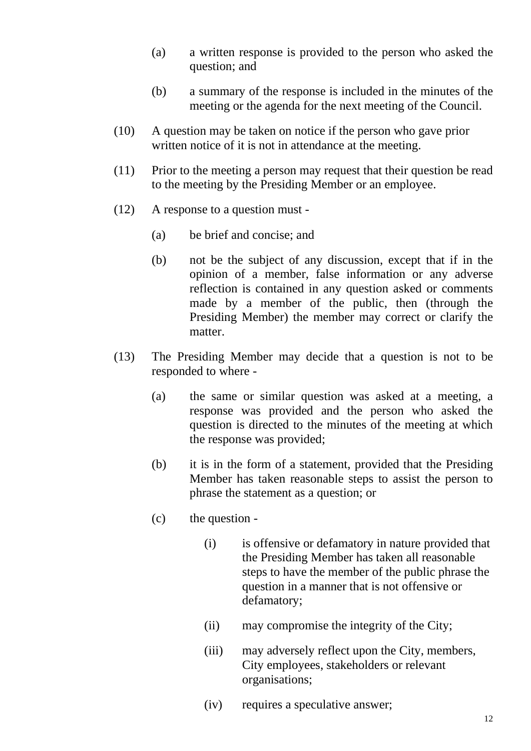(a) a written response is provided to the person who asked the question; and

(b) a summary of the response is included in the minutes of the meeting or the agenda for the next meeting of the Council.

(10) A question may be taken on notice if the person who gave prior written notice of it is not in attendance at the meeting.

(11) Prior to the meeting a person may request that their question be read to the meeting by the Presiding Member or an employee.

(12) A response to a question must -

(a) be brief and concise; and

(b) not be the subject of any discussion, except that if in the opinion of a member, false information or any adverse reflection is contained in any question asked or comments made by a member of the public, then (through the Presiding Member) the member may correct or clarify the matter.

(13) The Presiding Member may decide that a question is not to be responded to where -

(a) the same or similar question was asked at a meeting, a response was provided and the person who asked the question is directed to the minutes of the meeting at which the response was provided;

(b) it is in the form of a statement, provided that the Presiding Member has taken reasonable steps to assist the person to phrase the statement as a question; or

(c) the question -

(i) is offensive or defamatory in nature provided that the Presiding Member has taken all reasonable steps to have the member of the public phrase the question in a manner that is not offensive or defamatory;

(ii) may compromise the integrity of the City;

(iii) may adversely reflect upon the City, members, City employees, stakeholders or relevant organisations;

(iv) requires a speculative answer;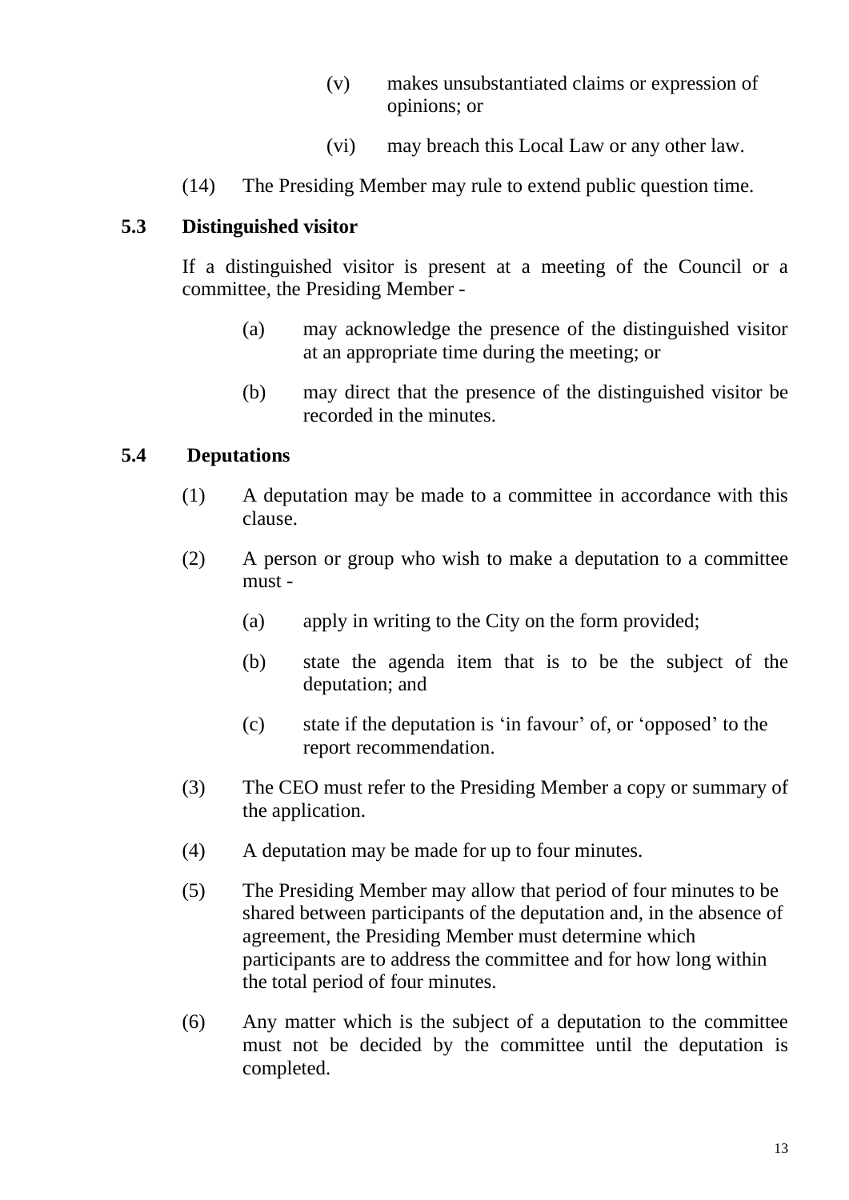(v) makes unsubstantiated claims or expression of opinions; or

(vi) may breach this Local Law or any other law.

(14) The Presiding Member may rule to extend public question time.

### 5.3 Distinguished visitor

If a distinguished visitor is present at a meeting of the Council or a committee, the Presiding Member -

(a) may acknowledge the presence of the distinguished visitor at an appropriate time during the meeting; or

(b) may direct that the presence of the distinguished visitor be recorded in the minutes.

### 5.4 Deputations

(1) A deputation may be made to a committee in accordance with this clause.

(2) A person or group who wish to make a deputation to a committee must -

(a) apply in writing to the City on the form provided;

(b) state the agenda item that is to be the subject of the deputation; and

(c) state if the deputation is 'in favour' of, or 'opposed' to the report recommendation.

(3) The CEO must refer to the Presiding Member a copy or summary of the application.

(4) A deputation may be made for up to four minutes.

(5) The Presiding Member may allow that period of four minutes to be shared between participants of the deputation and, in the absence of agreement, the Presiding Member must determine which participants are to address the committee and for how long within the total period of four minutes.

(6) Any matter which is the subject of a deputation to the committee must not be decided by the committee until the deputation is completed.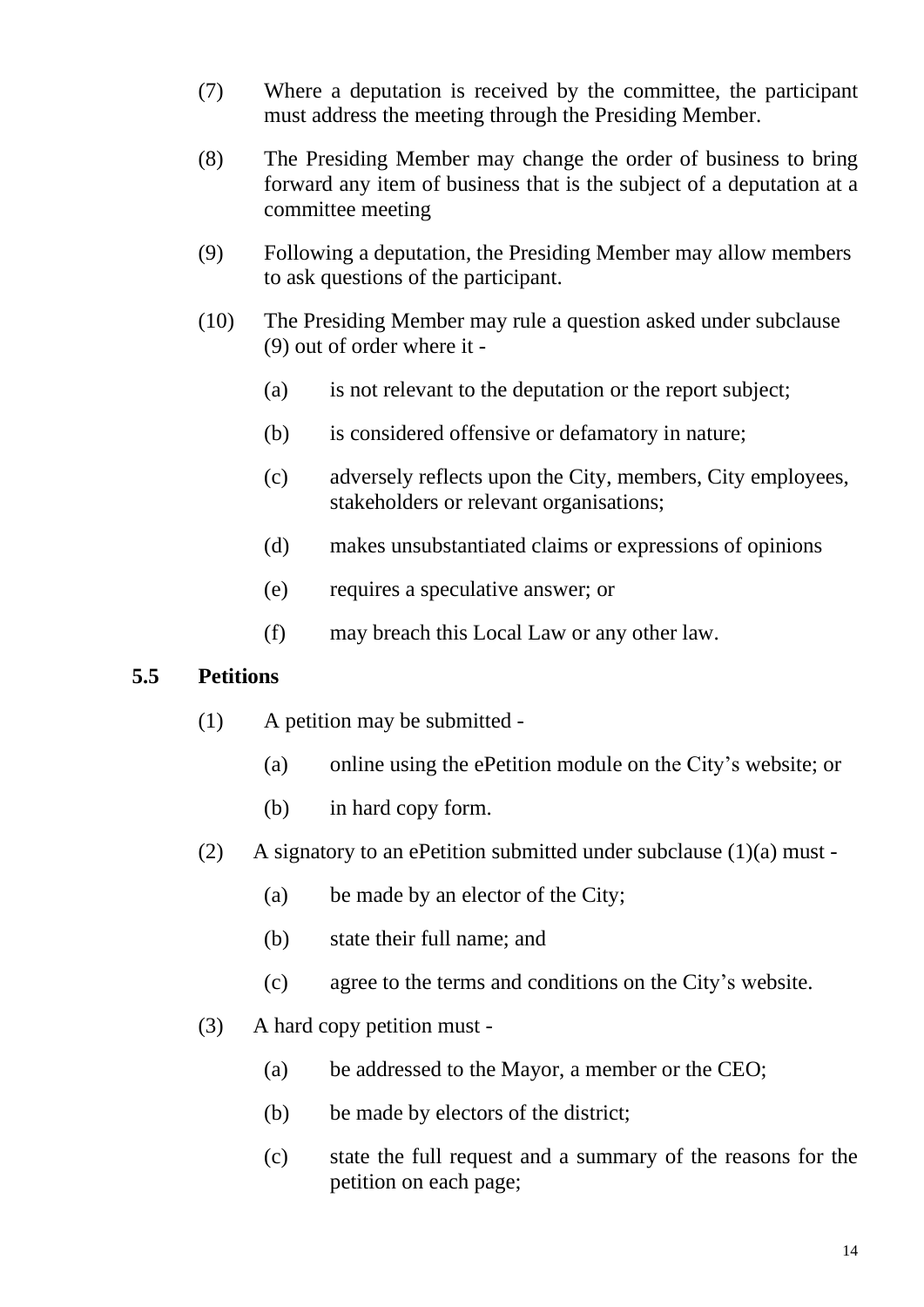(7) Where a deputation is received by the committee, the participant must address the meeting through the Presiding Member.

(8) The Presiding Member may change the order of business to bring forward any item of business that is the subject of a deputation at a committee meeting

(9) Following a deputation, the Presiding Member may allow members to ask questions of the participant.

(10) The Presiding Member may rule a question asked under subclause (9) out of order where it -

- (a) is not relevant to the deputation or the report subject;
- (b) is considered offensive or defamatory in nature;
- (c) adversely reflects upon the City, members, City employees, stakeholders or relevant organisations;
- (d) makes unsubstantiated claims or expressions of opinions
- (e) requires a speculative answer; or
- (f) may breach this Local Law or any other law.

## 5.5 Petitions

(1) A petition may be submitted -

- (a) online using the ePetition module on the City's website; or
- (b) in hard copy form.

(2) A signatory to an ePetition submitted under subclause (1)(a) must -

- (a) be made by an elector of the City;
- (b) state their full name; and
- (c) agree to the terms and conditions on the City's website.

(3) A hard copy petition must -

- (a) be addressed to the Mayor, a member or the CEO;
- (b) be made by electors of the district;
- (c) state the full request and a summary of the reasons for the petition on each page;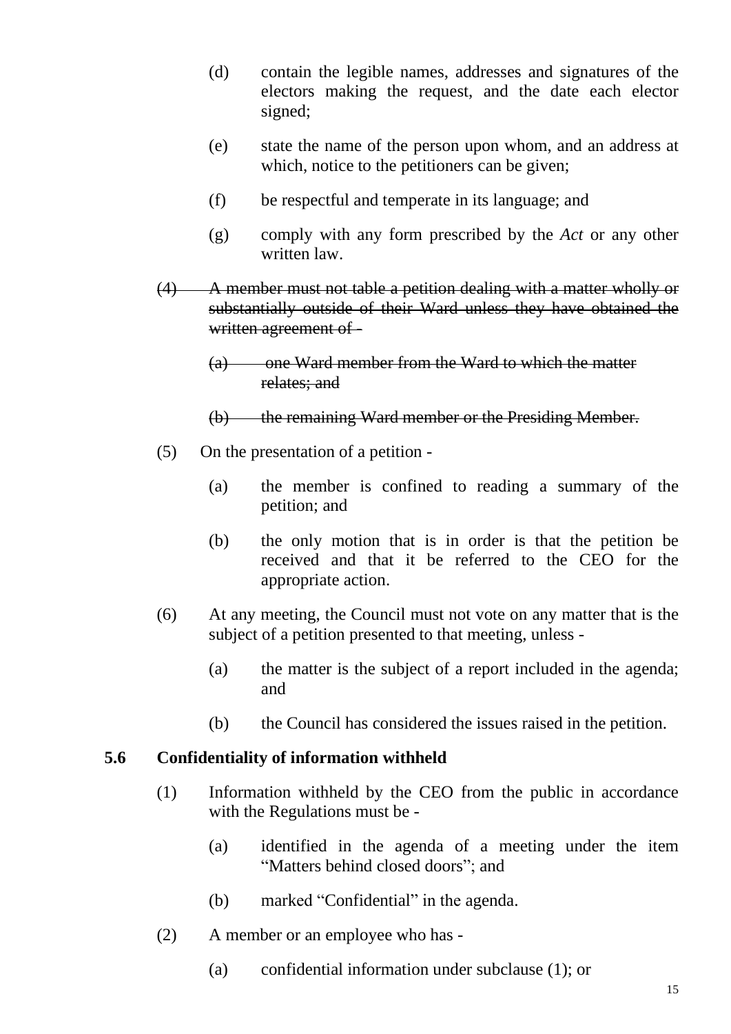(d) contain the legible names, addresses and signatures of the electors making the request, and the date each elector signed;

(e) state the name of the person upon whom, and an address at which, notice to the petitioners can be given;

(f) be respectful and temperate in its language; and

(g) comply with any form prescribed by the *Act* or any other written law.

~~(4) A member must not table a petition dealing with a matter wholly or substantially outside of their Ward unless they have obtained the written agreement of -~~

~~(a) one Ward member from the Ward to which the matter relates; and~~

~~(b) the remaining Ward member or the Presiding Member.~~

(5) On the presentation of a petition -

(a) the member is confined to reading a summary of the petition; and

(b) the only motion that is in order is that the petition be received and that it be referred to the CEO for the appropriate action.

(6) At any meeting, the Council must not vote on any matter that is the subject of a petition presented to that meeting, unless -

(a) the matter is the subject of a report included in the agenda; and

(b) the Council has considered the issues raised in the petition.

### 5.6 Confidentiality of information withheld

(1) Information withheld by the CEO from the public in accordance with the Regulations must be -

(a) identified in the agenda of a meeting under the item "Matters behind closed doors"; and

(b) marked "Confidential" in the agenda.

(2) A member or an employee who has -

(a) confidential information under subclause (1); or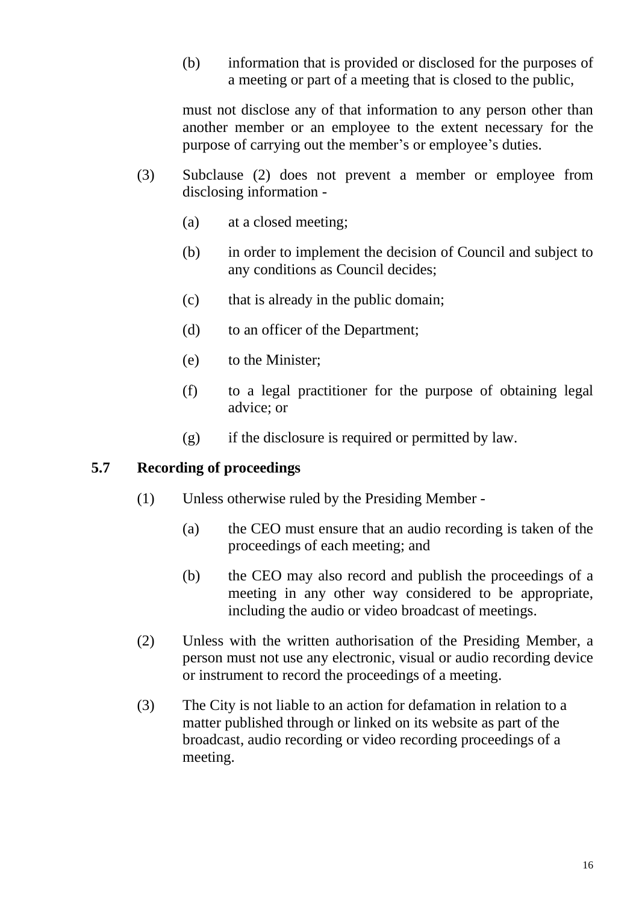(b) information that is provided or disclosed for the purposes of a meeting or part of a meeting that is closed to the public,

must not disclose any of that information to any person other than another member or an employee to the extent necessary for the purpose of carrying out the member's or employee's duties.

(3) Subclause (2) does not prevent a member or employee from disclosing information -

(a) at a closed meeting;

(b) in order to implement the decision of Council and subject to any conditions as Council decides;

(c) that is already in the public domain;

(d) to an officer of the Department;

(e) to the Minister;

(f) to a legal practitioner for the purpose of obtaining legal advice; or

(g) if the disclosure is required or permitted by law.

## 5.7 Recording of proceedings

(1) Unless otherwise ruled by the Presiding Member -

(a) the CEO must ensure that an audio recording is taken of the proceedings of each meeting; and

(b) the CEO may also record and publish the proceedings of a meeting in any other way considered to be appropriate, including the audio or video broadcast of meetings.

(2) Unless with the written authorisation of the Presiding Member, a person must not use any electronic, visual or audio recording device or instrument to record the proceedings of a meeting.

(3) The City is not liable to an action for defamation in relation to a matter published through or linked on its website as part of the broadcast, audio recording or video recording proceedings of a meeting.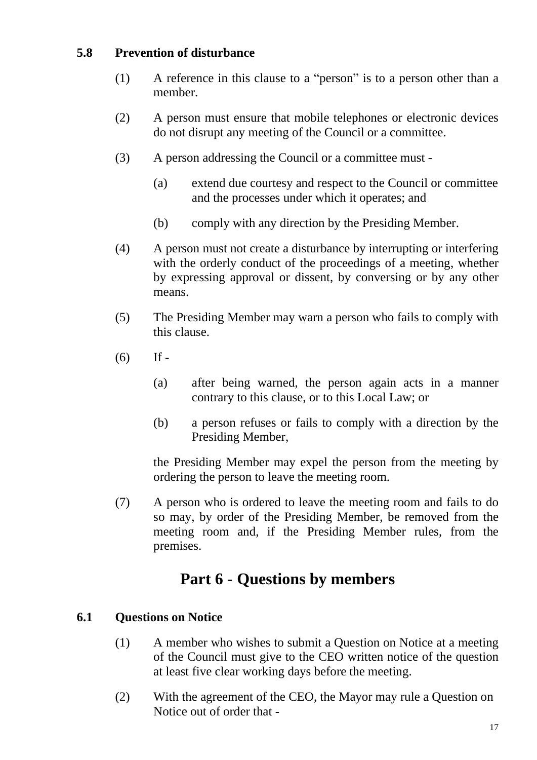### 5.8 Prevention of disturbance

(1) A reference in this clause to a "person" is to a person other than a member.

(2) A person must ensure that mobile telephones or electronic devices do not disrupt any meeting of the Council or a committee.

(3) A person addressing the Council or a committee must -

  (a) extend due courtesy and respect to the Council or committee and the processes under which it operates; and

  (b) comply with any direction by the Presiding Member.

(4) A person must not create a disturbance by interrupting or interfering with the orderly conduct of the proceedings of a meeting, whether by expressing approval or dissent, by conversing or by any other means.

(5) The Presiding Member may warn a person who fails to comply with this clause.

(6) If -

  (a) after being warned, the person again acts in a manner contrary to this clause, or to this Local Law; or

  (b) a person refuses or fails to comply with a direction by the Presiding Member,

the Presiding Member may expel the person from the meeting by ordering the person to leave the meeting room.

(7) A person who is ordered to leave the meeting room and fails to do so may, by order of the Presiding Member, be removed from the meeting room and, if the Presiding Member rules, from the premises.

## Part 6 - Questions by members

### 6.1 Questions on Notice

(1) A member who wishes to submit a Question on Notice at a meeting of the Council must give to the CEO written notice of the question at least five clear working days before the meeting.

(2) With the agreement of the CEO, the Mayor may rule a Question on Notice out of order that -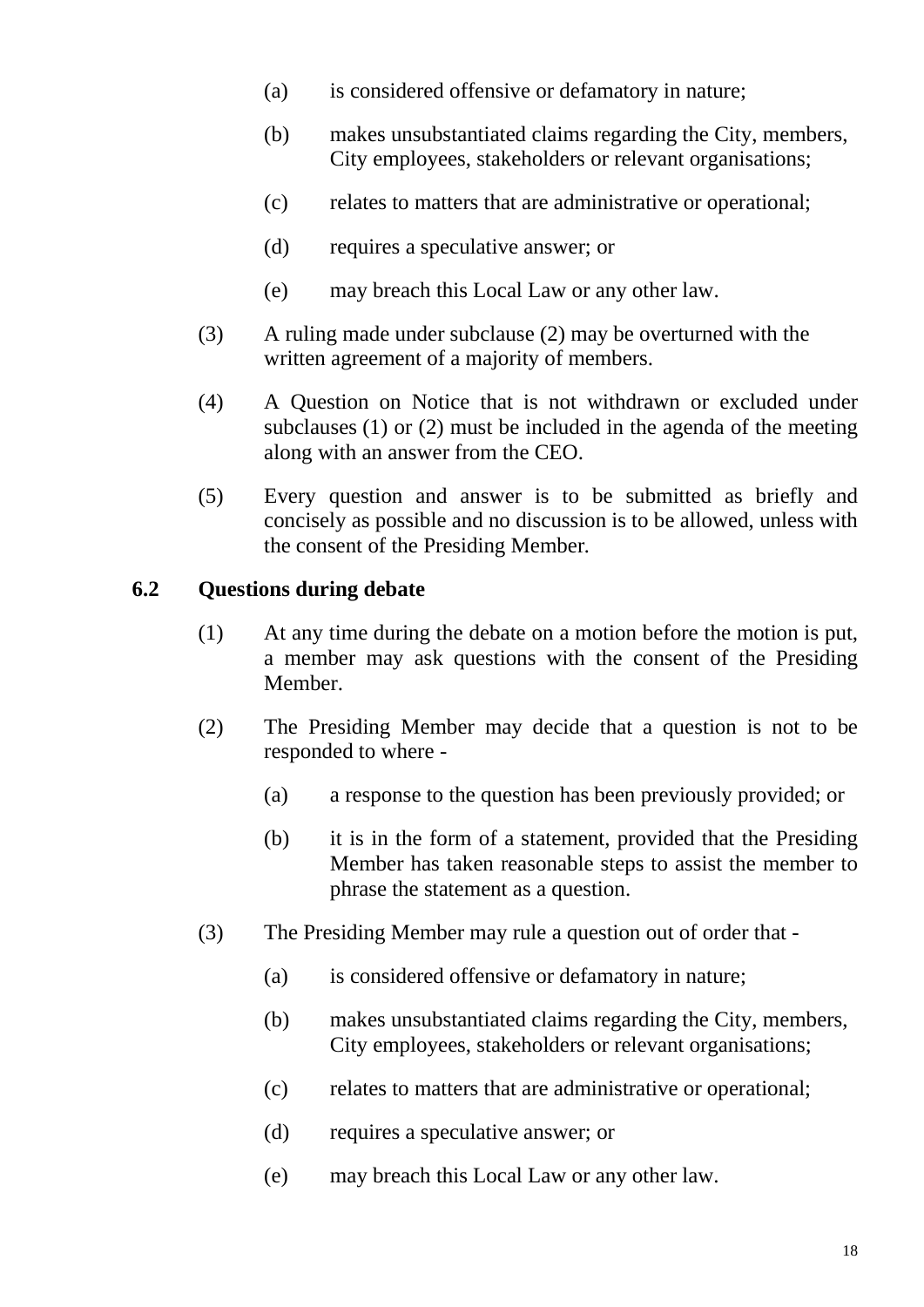(a) is considered offensive or defamatory in nature;

(b) makes unsubstantiated claims regarding the City, members, City employees, stakeholders or relevant organisations;

(c) relates to matters that are administrative or operational;

(d) requires a speculative answer; or

(e) may breach this Local Law or any other law.

(3) A ruling made under subclause (2) may be overturned with the written agreement of a majority of members.

(4) A Question on Notice that is not withdrawn or excluded under subclauses (1) or (2) must be included in the agenda of the meeting along with an answer from the CEO.

(5) Every question and answer is to be submitted as briefly and concisely as possible and no discussion is to be allowed, unless with the consent of the Presiding Member.

### 6.2 Questions during debate

(1) At any time during the debate on a motion before the motion is put, a member may ask questions with the consent of the Presiding Member.

(2) The Presiding Member may decide that a question is not to be responded to where -

(a) a response to the question has been previously provided; or

(b) it is in the form of a statement, provided that the Presiding Member has taken reasonable steps to assist the member to phrase the statement as a question.

(3) The Presiding Member may rule a question out of order that -

(a) is considered offensive or defamatory in nature;

(b) makes unsubstantiated claims regarding the City, members, City employees, stakeholders or relevant organisations;

(c) relates to matters that are administrative or operational;

(d) requires a speculative answer; or

(e) may breach this Local Law or any other law.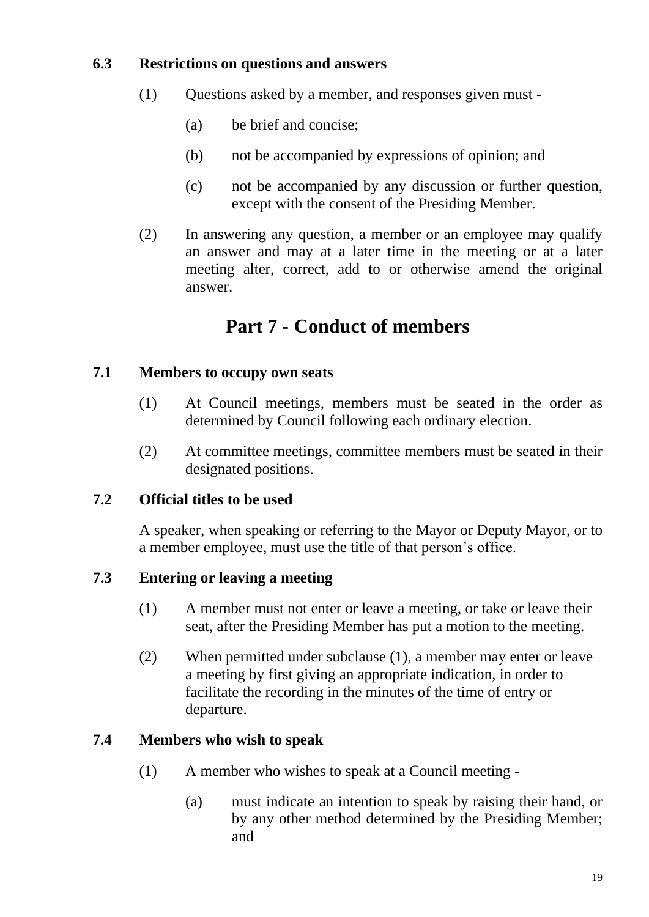### 6.3 Restrictions on questions and answers

(1) Questions asked by a member, and responses given must -

(a) be brief and concise;

(b) not be accompanied by expressions of opinion; and

(c) not be accompanied by any discussion or further question, except with the consent of the Presiding Member.

(2) In answering any question, a member or an employee may qualify an answer and may at a later time in the meeting or at a later meeting alter, correct, add to or otherwise amend the original answer.

## Part 7 - Conduct of members

### 7.1 Members to occupy own seats

(1) At Council meetings, members must be seated in the order as determined by Council following each ordinary election.

(2) At committee meetings, committee members must be seated in their designated positions.

### 7.2 Official titles to be used

A speaker, when speaking or referring to the Mayor or Deputy Mayor, or to a member employee, must use the title of that person's office.

### 7.3 Entering or leaving a meeting

(1) A member must not enter or leave a meeting, or take or leave their seat, after the Presiding Member has put a motion to the meeting.

(2) When permitted under subclause (1), a member may enter or leave a meeting by first giving an appropriate indication, in order to facilitate the recording in the minutes of the time of entry or departure.

### 7.4 Members who wish to speak

(1) A member who wishes to speak at a Council meeting -

(a) must indicate an intention to speak by raising their hand, or by any other method determined by the Presiding Member; and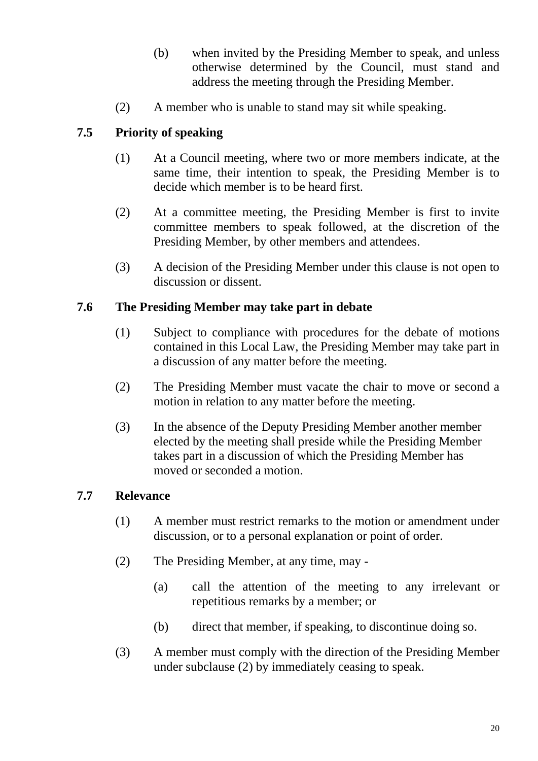(b) when invited by the Presiding Member to speak, and unless otherwise determined by the Council, must stand and address the meeting through the Presiding Member.

(2) A member who is unable to stand may sit while speaking.

### 7.5 Priority of speaking

(1) At a Council meeting, where two or more members indicate, at the same time, their intention to speak, the Presiding Member is to decide which member is to be heard first.

(2) At a committee meeting, the Presiding Member is first to invite committee members to speak followed, at the discretion of the Presiding Member, by other members and attendees.

(3) A decision of the Presiding Member under this clause is not open to discussion or dissent.

### 7.6 The Presiding Member may take part in debate

(1) Subject to compliance with procedures for the debate of motions contained in this Local Law, the Presiding Member may take part in a discussion of any matter before the meeting.

(2) The Presiding Member must vacate the chair to move or second a motion in relation to any matter before the meeting.

(3) In the absence of the Deputy Presiding Member another member elected by the meeting shall preside while the Presiding Member takes part in a discussion of which the Presiding Member has moved or seconded a motion.

### 7.7 Relevance

(1) A member must restrict remarks to the motion or amendment under discussion, or to a personal explanation or point of order.

(2) The Presiding Member, at any time, may -

(a) call the attention of the meeting to any irrelevant or repetitious remarks by a member; or

(b) direct that member, if speaking, to discontinue doing so.

(3) A member must comply with the direction of the Presiding Member under subclause (2) by immediately ceasing to speak.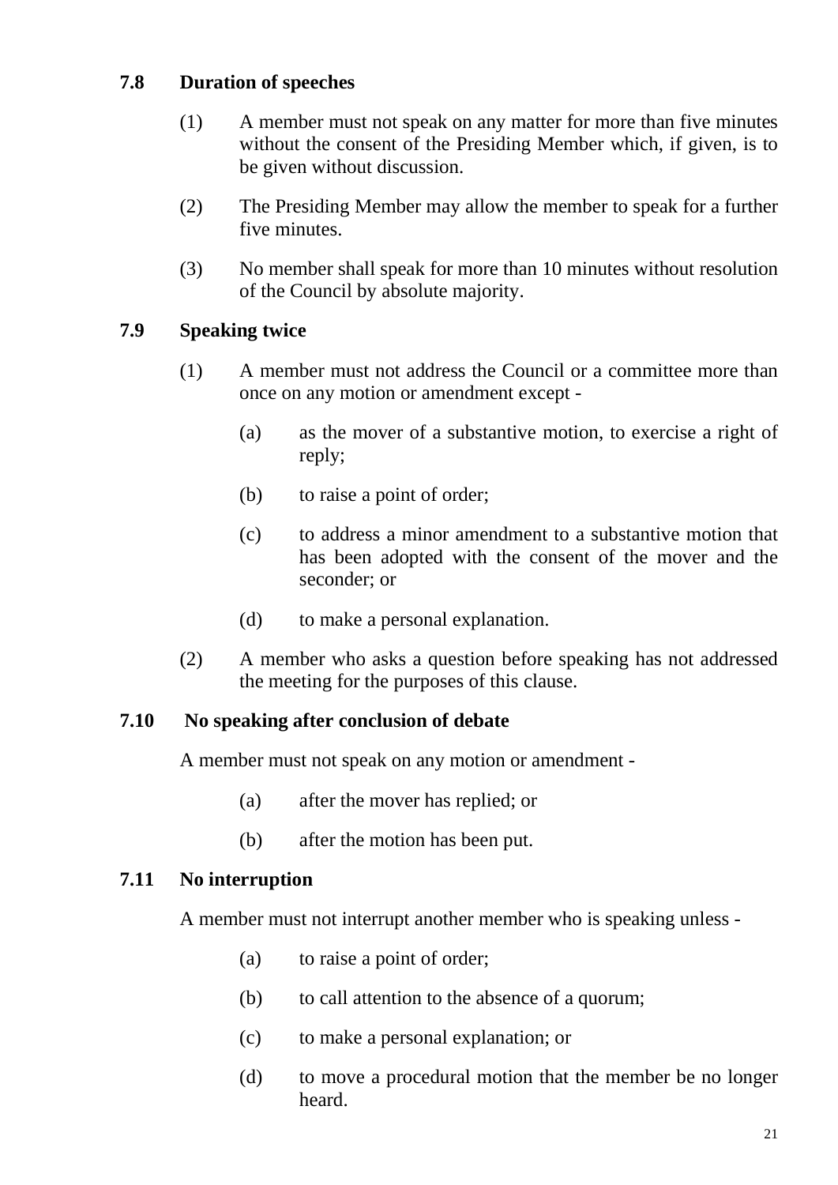### 7.8 Duration of speeches

(1) A member must not speak on any matter for more than five minutes without the consent of the Presiding Member which, if given, is to be given without discussion.

(2) The Presiding Member may allow the member to speak for a further five minutes.

(3) No member shall speak for more than 10 minutes without resolution of the Council by absolute majority.

### 7.9 Speaking twice

(1) A member must not address the Council or a committee more than once on any motion or amendment except -

- (a) as the mover of a substantive motion, to exercise a right of reply;
- (b) to raise a point of order;
- (c) to address a minor amendment to a substantive motion that has been adopted with the consent of the mover and the seconder; or
- (d) to make a personal explanation.

(2) A member who asks a question before speaking has not addressed the meeting for the purposes of this clause.

### 7.10 No speaking after conclusion of debate

A member must not speak on any motion or amendment -

- (a) after the mover has replied; or
- (b) after the motion has been put.

### 7.11 No interruption

A member must not interrupt another member who is speaking unless -

- (a) to raise a point of order;
- (b) to call attention to the absence of a quorum;
- (c) to make a personal explanation; or
- (d) to move a procedural motion that the member be no longer heard.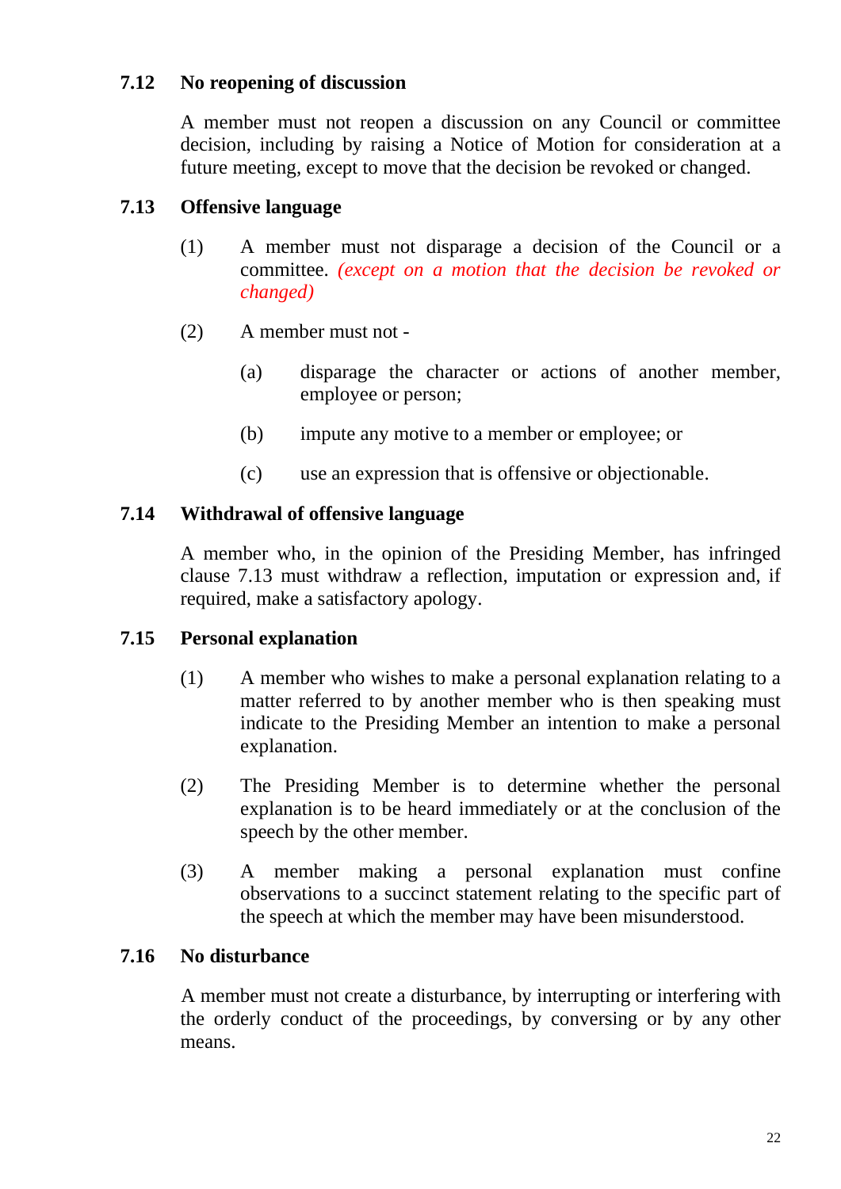### 7.12 No reopening of discussion

A member must not reopen a discussion on any Council or committee decision, including by raising a Notice of Motion for consideration at a future meeting, except to move that the decision be revoked or changed.

### 7.13 Offensive language

(1) A member must not disparage a decision of the Council or a committee. *(except on a motion that the decision be revoked or changed)*

(2) A member must not -

(a) disparage the character or actions of another member, employee or person;

(b) impute any motive to a member or employee; or

(c) use an expression that is offensive or objectionable.

### 7.14 Withdrawal of offensive language

A member who, in the opinion of the Presiding Member, has infringed clause 7.13 must withdraw a reflection, imputation or expression and, if required, make a satisfactory apology.

### 7.15 Personal explanation

(1) A member who wishes to make a personal explanation relating to a matter referred to by another member who is then speaking must indicate to the Presiding Member an intention to make a personal explanation.

(2) The Presiding Member is to determine whether the personal explanation is to be heard immediately or at the conclusion of the speech by the other member.

(3) A member making a personal explanation must confine observations to a succinct statement relating to the specific part of the speech at which the member may have been misunderstood.

### 7.16 No disturbance

A member must not create a disturbance, by interrupting or interfering with the orderly conduct of the proceedings, by conversing or by any other means.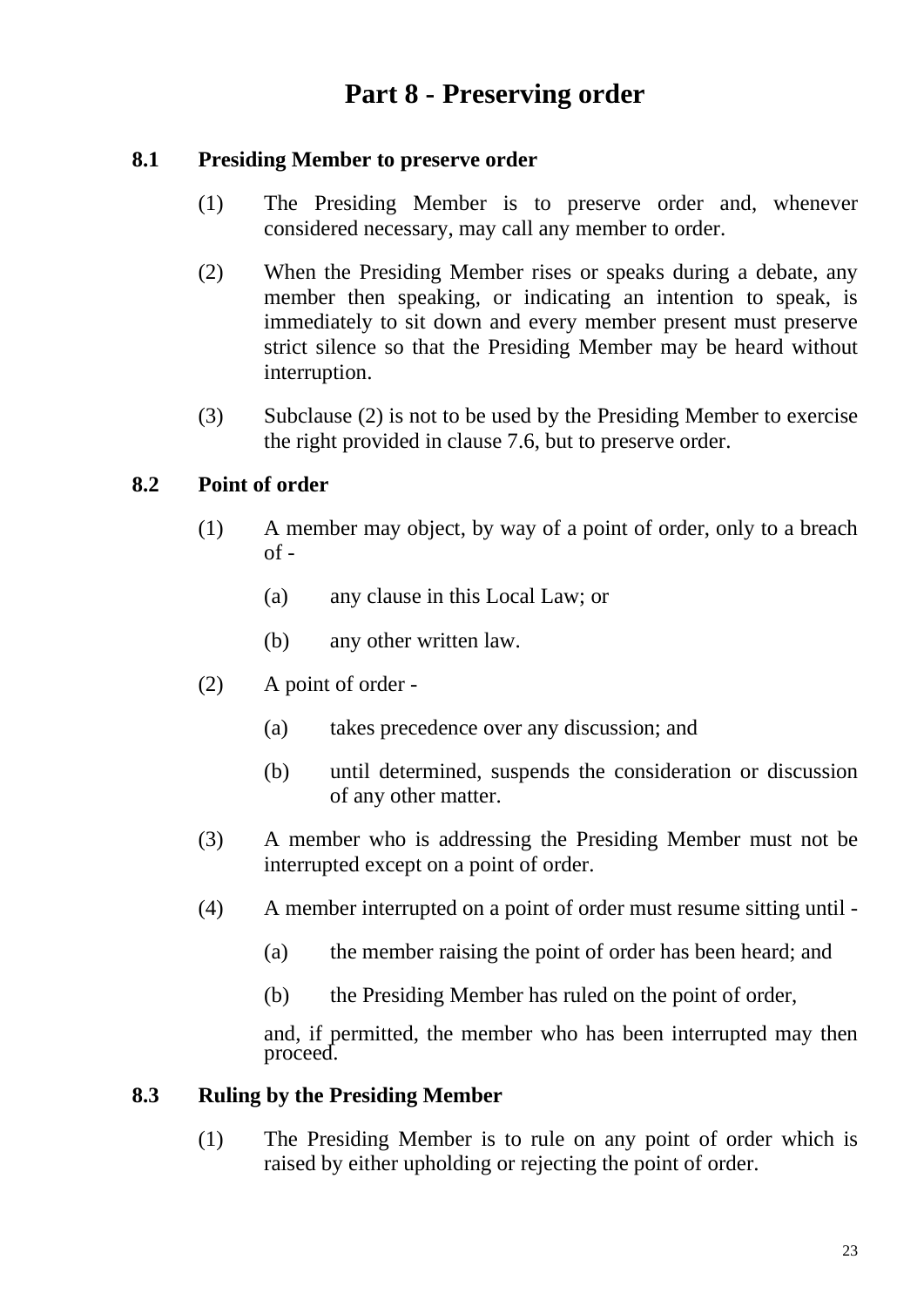# Part 8 - Preserving order

## 8.1 Presiding Member to preserve order

(1) The Presiding Member is to preserve order and, whenever considered necessary, may call any member to order.

(2) When the Presiding Member rises or speaks during a debate, any member then speaking, or indicating an intention to speak, is immediately to sit down and every member present must preserve strict silence so that the Presiding Member may be heard without interruption.

(3) Subclause (2) is not to be used by the Presiding Member to exercise the right provided in clause 7.6, but to preserve order.

## 8.2 Point of order

(1) A member may object, by way of a point of order, only to a breach of -

(a) any clause in this Local Law; or

(b) any other written law.

(2) A point of order -

(a) takes precedence over any discussion; and

(b) until determined, suspends the consideration or discussion of any other matter.

(3) A member who is addressing the Presiding Member must not be interrupted except on a point of order.

(4) A member interrupted on a point of order must resume sitting until -

(a) the member raising the point of order has been heard; and

(b) the Presiding Member has ruled on the point of order,

and, if permitted, the member who has been interrupted may then proceed.

## 8.3 Ruling by the Presiding Member

(1) The Presiding Member is to rule on any point of order which is raised by either upholding or rejecting the point of order.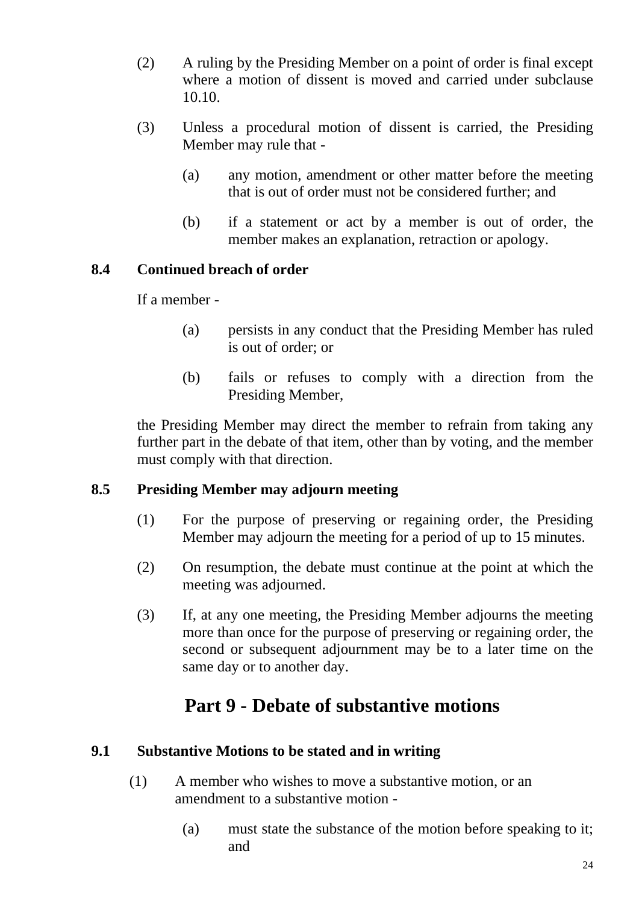(2) A ruling by the Presiding Member on a point of order is final except where a motion of dissent is moved and carried under subclause 10.10.

(3) Unless a procedural motion of dissent is carried, the Presiding Member may rule that -

(a) any motion, amendment or other matter before the meeting that is out of order must not be considered further; and

(b) if a statement or act by a member is out of order, the member makes an explanation, retraction or apology.

### 8.4 Continued breach of order

If a member -

(a) persists in any conduct that the Presiding Member has ruled is out of order; or

(b) fails or refuses to comply with a direction from the Presiding Member,

the Presiding Member may direct the member to refrain from taking any further part in the debate of that item, other than by voting, and the member must comply with that direction.

### 8.5 Presiding Member may adjourn meeting

(1) For the purpose of preserving or regaining order, the Presiding Member may adjourn the meeting for a period of up to 15 minutes.

(2) On resumption, the debate must continue at the point at which the meeting was adjourned.

(3) If, at any one meeting, the Presiding Member adjourns the meeting more than once for the purpose of preserving or regaining order, the second or subsequent adjournment may be to a later time on the same day or to another day.

## Part 9 - Debate of substantive motions

### 9.1 Substantive Motions to be stated and in writing

(1) A member who wishes to move a substantive motion, or an amendment to a substantive motion -

(a) must state the substance of the motion before speaking to it; and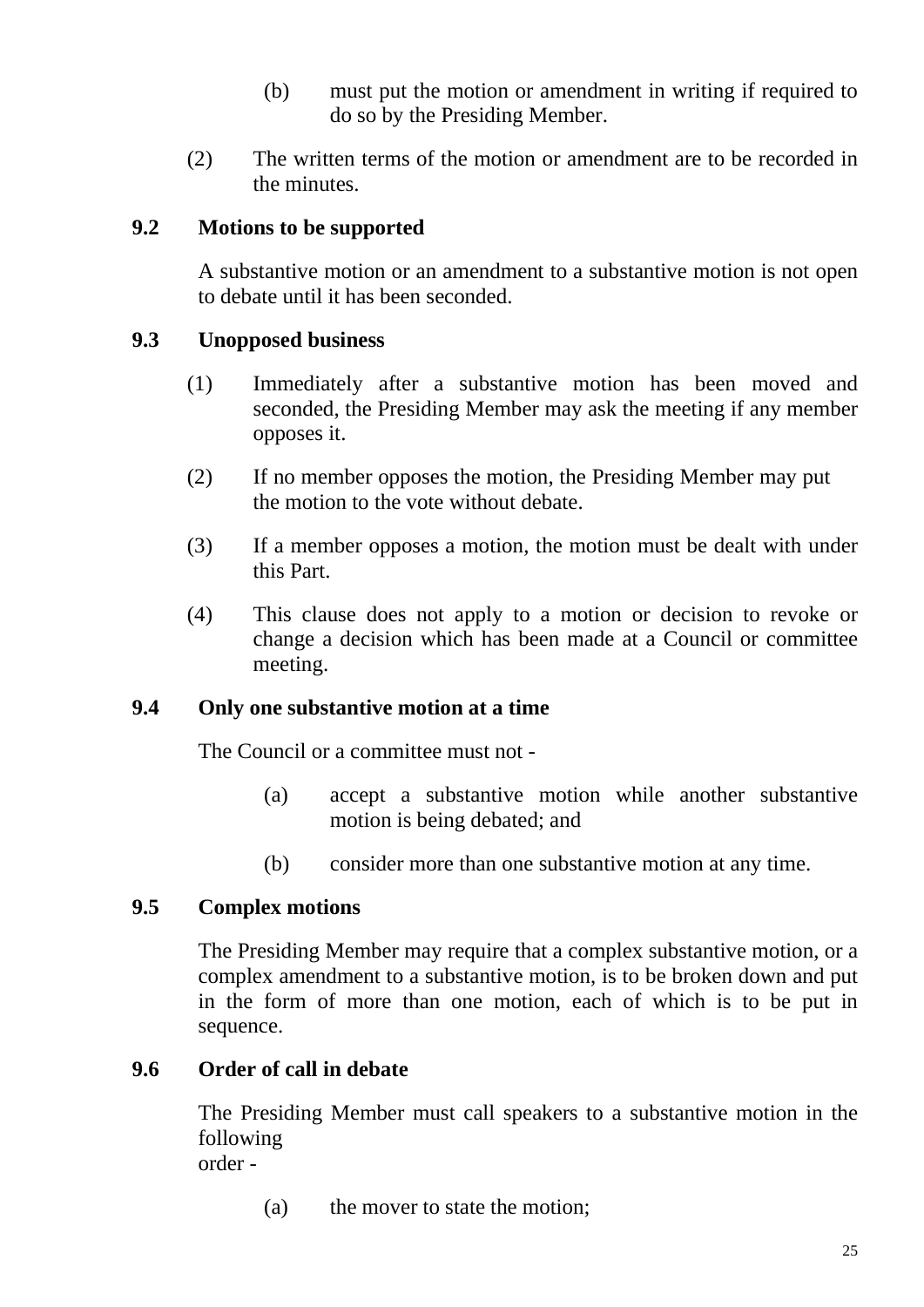(b) must put the motion or amendment in writing if required to do so by the Presiding Member.

(2) The written terms of the motion or amendment are to be recorded in the minutes.

### 9.2 Motions to be supported

A substantive motion or an amendment to a substantive motion is not open to debate until it has been seconded.

### 9.3 Unopposed business

(1) Immediately after a substantive motion has been moved and seconded, the Presiding Member may ask the meeting if any member opposes it.

(2) If no member opposes the motion, the Presiding Member may put the motion to the vote without debate.

(3) If a member opposes a motion, the motion must be dealt with under this Part.

(4) This clause does not apply to a motion or decision to revoke or change a decision which has been made at a Council or committee meeting.

### 9.4 Only one substantive motion at a time

The Council or a committee must not -

(a) accept a substantive motion while another substantive motion is being debated; and

(b) consider more than one substantive motion at any time.

### 9.5 Complex motions

The Presiding Member may require that a complex substantive motion, or a complex amendment to a substantive motion, is to be broken down and put in the form of more than one motion, each of which is to be put in sequence.

### 9.6 Order of call in debate

The Presiding Member must call speakers to a substantive motion in the following
order -

(a) the mover to state the motion;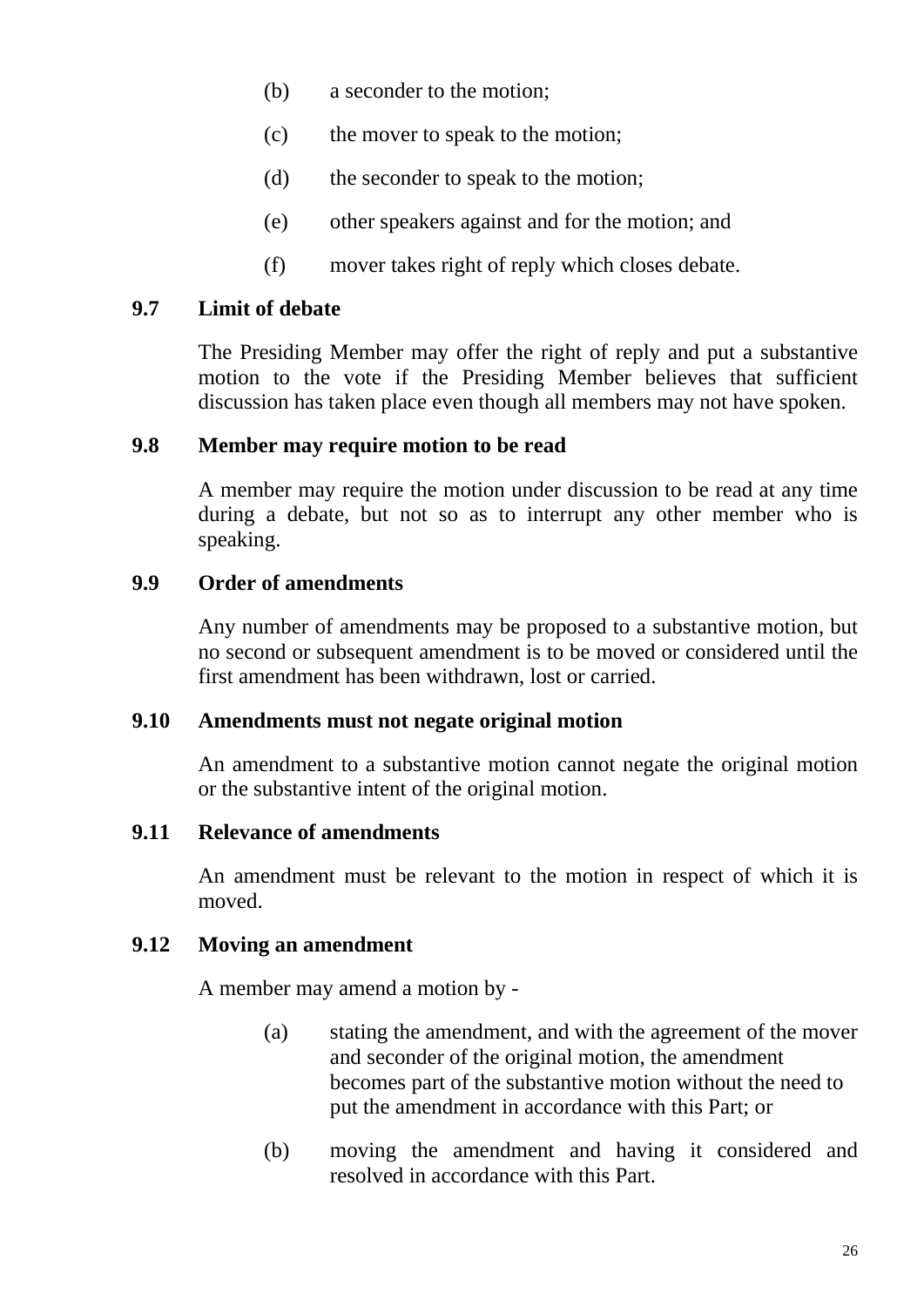(b) a seconder to the motion;

(c) the mover to speak to the motion;

(d) the seconder to speak to the motion;

(e) other speakers against and for the motion; and

(f) mover takes right of reply which closes debate.

### 9.7 Limit of debate

The Presiding Member may offer the right of reply and put a substantive motion to the vote if the Presiding Member believes that sufficient discussion has taken place even though all members may not have spoken.

### 9.8 Member may require motion to be read

A member may require the motion under discussion to be read at any time during a debate, but not so as to interrupt any other member who is speaking.

### 9.9 Order of amendments

Any number of amendments may be proposed to a substantive motion, but no second or subsequent amendment is to be moved or considered until the first amendment has been withdrawn, lost or carried.

### 9.10 Amendments must not negate original motion

An amendment to a substantive motion cannot negate the original motion or the substantive intent of the original motion.

### 9.11 Relevance of amendments

An amendment must be relevant to the motion in respect of which it is moved.

### 9.12 Moving an amendment

A member may amend a motion by -

(a) stating the amendment, and with the agreement of the mover and seconder of the original motion, the amendment becomes part of the substantive motion without the need to put the amendment in accordance with this Part; or

(b) moving the amendment and having it considered and resolved in accordance with this Part.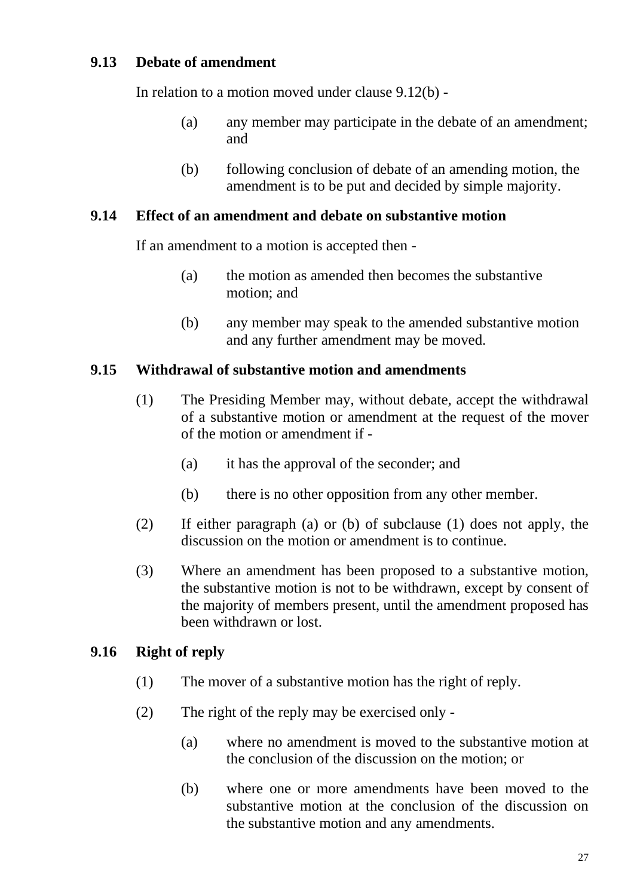### 9.13 Debate of amendment

In relation to a motion moved under clause 9.12(b) -

(a) any member may participate in the debate of an amendment; and

(b) following conclusion of debate of an amending motion, the amendment is to be put and decided by simple majority.

### 9.14 Effect of an amendment and debate on substantive motion

If an amendment to a motion is accepted then -

(a) the motion as amended then becomes the substantive motion; and

(b) any member may speak to the amended substantive motion and any further amendment may be moved.

### 9.15 Withdrawal of substantive motion and amendments

(1) The Presiding Member may, without debate, accept the withdrawal of a substantive motion or amendment at the request of the mover of the motion or amendment if -

(a) it has the approval of the seconder; and

(b) there is no other opposition from any other member.

(2) If either paragraph (a) or (b) of subclause (1) does not apply, the discussion on the motion or amendment is to continue.

(3) Where an amendment has been proposed to a substantive motion, the substantive motion is not to be withdrawn, except by consent of the majority of members present, until the amendment proposed has been withdrawn or lost.

### 9.16 Right of reply

(1) The mover of a substantive motion has the right of reply.

(2) The right of the reply may be exercised only -

(a) where no amendment is moved to the substantive motion at the conclusion of the discussion on the motion; or

(b) where one or more amendments have been moved to the substantive motion at the conclusion of the discussion on the substantive motion and any amendments.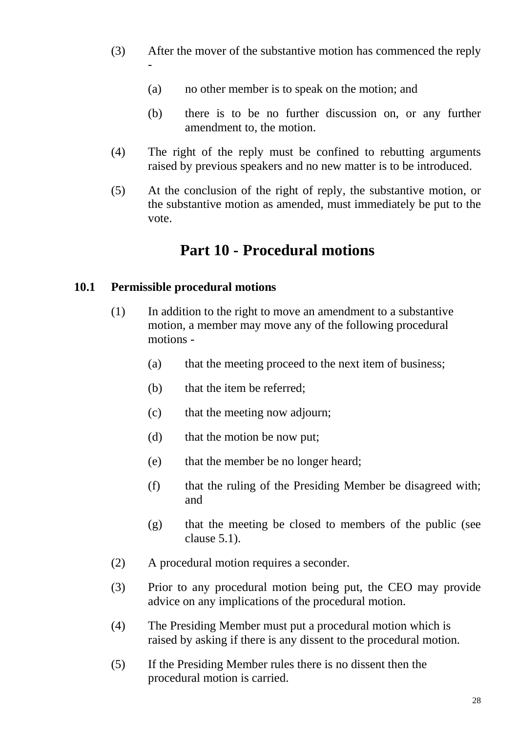(3) After the mover of the substantive motion has commenced the reply -

  (a) no other member is to speak on the motion; and

  (b) there is to be no further discussion on, or any further amendment to, the motion.

(4) The right of the reply must be confined to rebutting arguments raised by previous speakers and no new matter is to be introduced.

(5) At the conclusion of the right of reply, the substantive motion, or the substantive motion as amended, must immediately be put to the vote.

# Part 10 - Procedural motions

## 10.1 Permissible procedural motions

(1) In addition to the right to move an amendment to a substantive motion, a member may move any of the following procedural motions -

  (a) that the meeting proceed to the next item of business;

  (b) that the item be referred;

  (c) that the meeting now adjourn;

  (d) that the motion be now put;

  (e) that the member be no longer heard;

  (f) that the ruling of the Presiding Member be disagreed with; and

  (g) that the meeting be closed to members of the public (see clause 5.1).

(2) A procedural motion requires a seconder.

(3) Prior to any procedural motion being put, the CEO may provide advice on any implications of the procedural motion.

(4) The Presiding Member must put a procedural motion which is raised by asking if there is any dissent to the procedural motion.

(5) If the Presiding Member rules there is no dissent then the procedural motion is carried.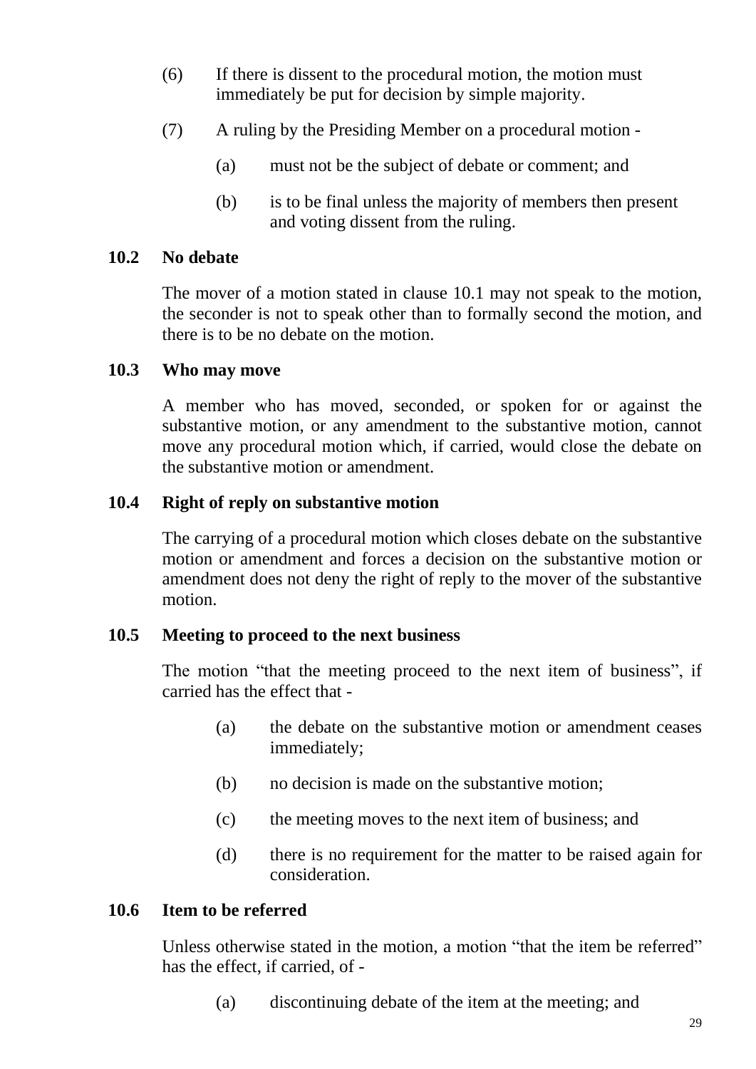(6) If there is dissent to the procedural motion, the motion must immediately be put for decision by simple majority.

(7) A ruling by the Presiding Member on a procedural motion -

   (a) must not be the subject of debate or comment; and

   (b) is to be final unless the majority of members then present and voting dissent from the ruling.

### 10.2 No debate

The mover of a motion stated in clause 10.1 may not speak to the motion, the seconder is not to speak other than to formally second the motion, and there is to be no debate on the motion.

### 10.3 Who may move

A member who has moved, seconded, or spoken for or against the substantive motion, or any amendment to the substantive motion, cannot move any procedural motion which, if carried, would close the debate on the substantive motion or amendment.

### 10.4 Right of reply on substantive motion

The carrying of a procedural motion which closes debate on the substantive motion or amendment and forces a decision on the substantive motion or amendment does not deny the right of reply to the mover of the substantive motion.

### 10.5 Meeting to proceed to the next business

The motion "that the meeting proceed to the next item of business", if carried has the effect that -

   (a) the debate on the substantive motion or amendment ceases immediately;

   (b) no decision is made on the substantive motion;

   (c) the meeting moves to the next item of business; and

   (d) there is no requirement for the matter to be raised again for consideration.

### 10.6 Item to be referred

Unless otherwise stated in the motion, a motion "that the item be referred" has the effect, if carried, of -

   (a) discontinuing debate of the item at the meeting; and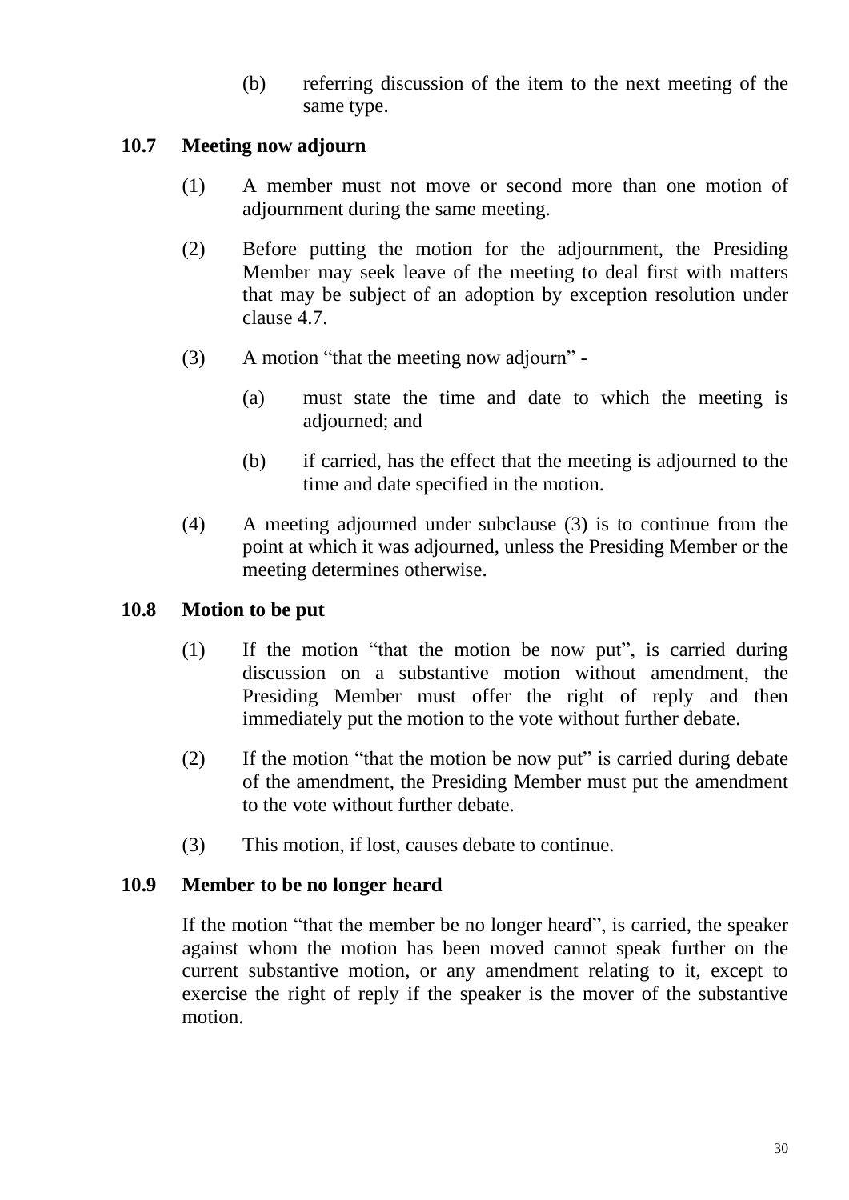(b) referring discussion of the item to the next meeting of the same type.

### 10.7 Meeting now adjourn

(1) A member must not move or second more than one motion of adjournment during the same meeting.

(2) Before putting the motion for the adjournment, the Presiding Member may seek leave of the meeting to deal first with matters that may be subject of an adoption by exception resolution under clause 4.7.

(3) A motion "that the meeting now adjourn" -

  (a) must state the time and date to which the meeting is adjourned; and

  (b) if carried, has the effect that the meeting is adjourned to the time and date specified in the motion.

(4) A meeting adjourned under subclause (3) is to continue from the point at which it was adjourned, unless the Presiding Member or the meeting determines otherwise.

### 10.8 Motion to be put

(1) If the motion "that the motion be now put", is carried during discussion on a substantive motion without amendment, the Presiding Member must offer the right of reply and then immediately put the motion to the vote without further debate.

(2) If the motion "that the motion be now put" is carried during debate of the amendment, the Presiding Member must put the amendment to the vote without further debate.

(3) This motion, if lost, causes debate to continue.

### 10.9 Member to be no longer heard

If the motion "that the member be no longer heard", is carried, the speaker against whom the motion has been moved cannot speak further on the current substantive motion, or any amendment relating to it, except to exercise the right of reply if the speaker is the mover of the substantive motion.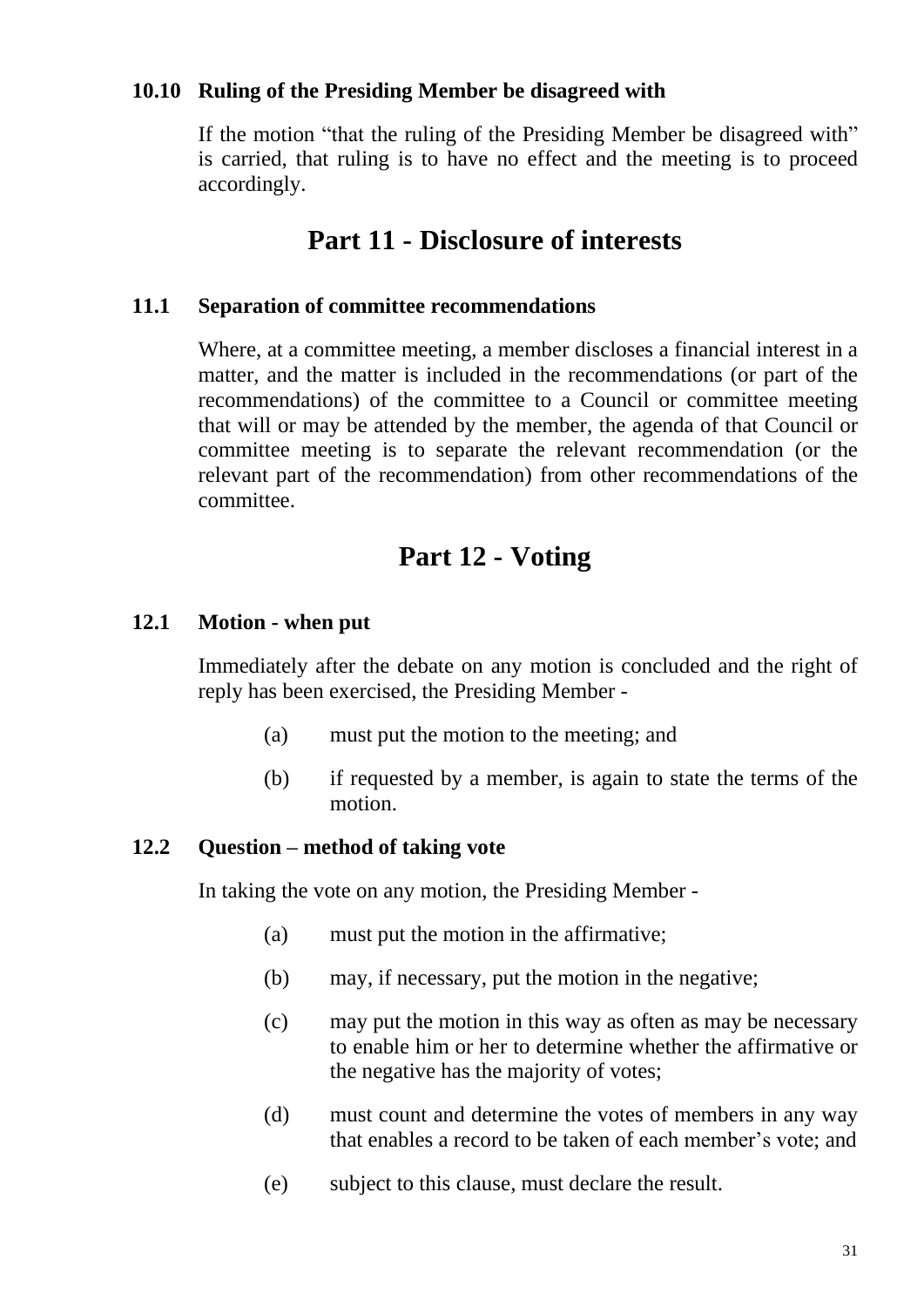### 10.10 Ruling of the Presiding Member be disagreed with

If the motion "that the ruling of the Presiding Member be disagreed with" is carried, that ruling is to have no effect and the meeting is to proceed accordingly.

## Part 11 - Disclosure of interests

### 11.1 Separation of committee recommendations

Where, at a committee meeting, a member discloses a financial interest in a matter, and the matter is included in the recommendations (or part of the recommendations) of the committee to a Council or committee meeting that will or may be attended by the member, the agenda of that Council or committee meeting is to separate the relevant recommendation (or the relevant part of the recommendation) from other recommendations of the committee.

## Part 12 - Voting

### 12.1 Motion - when put

Immediately after the debate on any motion is concluded and the right of reply has been exercised, the Presiding Member -

(a) must put the motion to the meeting; and

(b) if requested by a member, is again to state the terms of the motion.

### 12.2 Question – method of taking vote

In taking the vote on any motion, the Presiding Member -

(a) must put the motion in the affirmative;

(b) may, if necessary, put the motion in the negative;

(c) may put the motion in this way as often as may be necessary to enable him or her to determine whether the affirmative or the negative has the majority of votes;

(d) must count and determine the votes of members in any way that enables a record to be taken of each member's vote; and

(e) subject to this clause, must declare the result.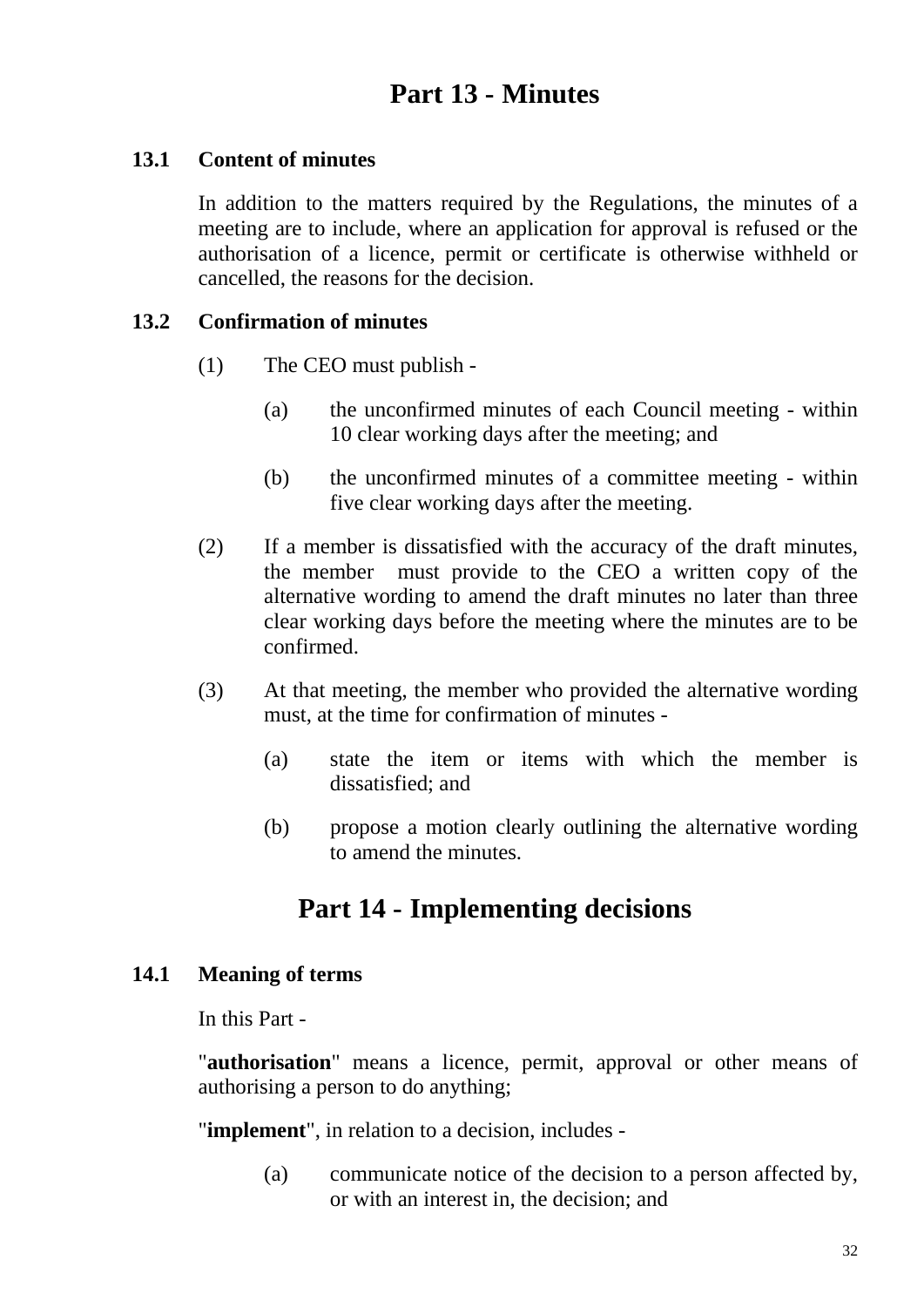# Part 13 - Minutes

### 13.1 Content of minutes

In addition to the matters required by the Regulations, the minutes of a meeting are to include, where an application for approval is refused or the authorisation of a licence, permit or certificate is otherwise withheld or cancelled, the reasons for the decision.

### 13.2 Confirmation of minutes

(1) The CEO must publish -

(a) the unconfirmed minutes of each Council meeting - within 10 clear working days after the meeting; and

(b) the unconfirmed minutes of a committee meeting - within five clear working days after the meeting.

(2) If a member is dissatisfied with the accuracy of the draft minutes, the member must provide to the CEO a written copy of the alternative wording to amend the draft minutes no later than three clear working days before the meeting where the minutes are to be confirmed.

(3) At that meeting, the member who provided the alternative wording must, at the time for confirmation of minutes -

(a) state the item or items with which the member is dissatisfied; and

(b) propose a motion clearly outlining the alternative wording to amend the minutes.

# Part 14 - Implementing decisions

### 14.1 Meaning of terms

In this Part -

"**authorisation**" means a licence, permit, approval or other means of authorising a person to do anything;

"**implement**", in relation to a decision, includes -

(a) communicate notice of the decision to a person affected by, or with an interest in, the decision; and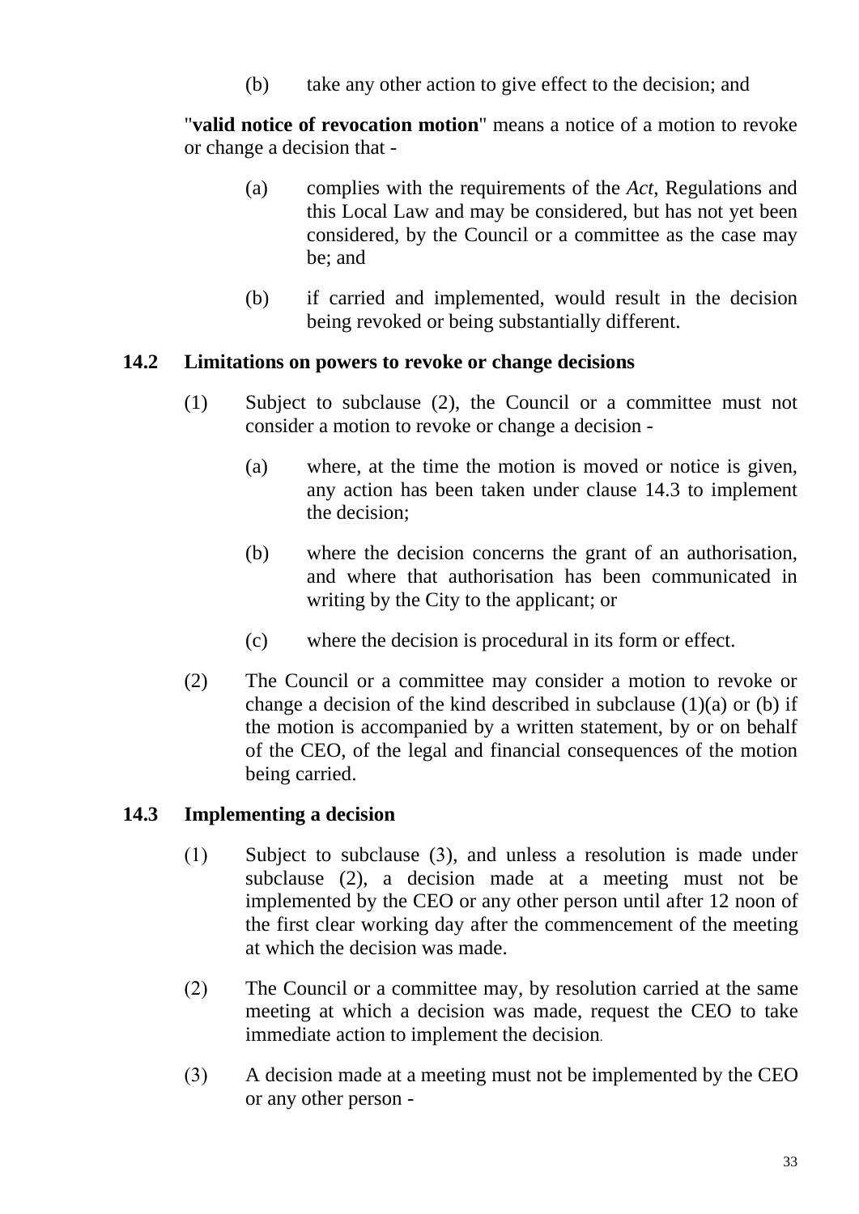(b) take any other action to give effect to the decision; and

"**valid notice of revocation motion**" means a notice of a motion to revoke or change a decision that -

(a) complies with the requirements of the *Act*, Regulations and this Local Law and may be considered, but has not yet been considered, by the Council or a committee as the case may be; and

(b) if carried and implemented, would result in the decision being revoked or being substantially different.

### 14.2 Limitations on powers to revoke or change decisions

(1) Subject to subclause (2), the Council or a committee must not consider a motion to revoke or change a decision -

(a) where, at the time the motion is moved or notice is given, any action has been taken under clause 14.3 to implement the decision;

(b) where the decision concerns the grant of an authorisation, and where that authorisation has been communicated in writing by the City to the applicant; or

(c) where the decision is procedural in its form or effect.

(2) The Council or a committee may consider a motion to revoke or change a decision of the kind described in subclause (1)(a) or (b) if the motion is accompanied by a written statement, by or on behalf of the CEO, of the legal and financial consequences of the motion being carried.

### 14.3 Implementing a decision

(1) Subject to subclause (3), and unless a resolution is made under subclause (2), a decision made at a meeting must not be implemented by the CEO or any other person until after 12 noon of the first clear working day after the commencement of the meeting at which the decision was made.

(2) The Council or a committee may, by resolution carried at the same meeting at which a decision was made, request the CEO to take immediate action to implement the decision.

(3) A decision made at a meeting must not be implemented by the CEO or any other person -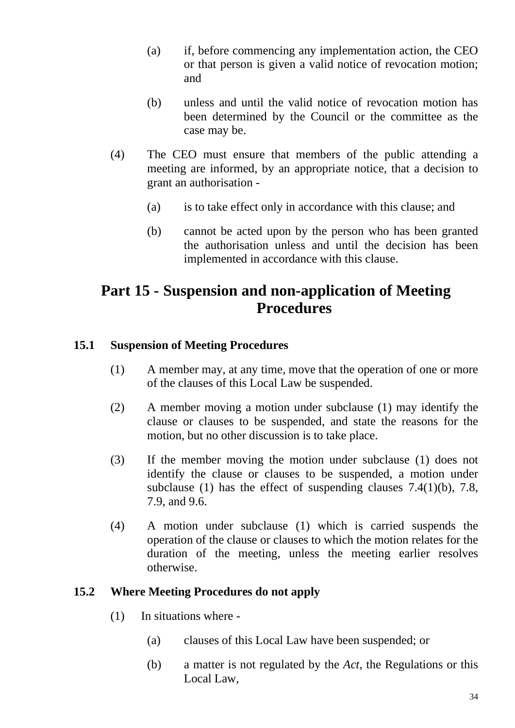(a) if, before commencing any implementation action, the CEO or that person is given a valid notice of revocation motion; and

(b) unless and until the valid notice of revocation motion has been determined by the Council or the committee as the case may be.

(4) The CEO must ensure that members of the public attending a meeting are informed, by an appropriate notice, that a decision to grant an authorisation -

(a) is to take effect only in accordance with this clause; and

(b) cannot be acted upon by the person who has been granted the authorisation unless and until the decision has been implemented in accordance with this clause.

# Part 15 - Suspension and non-application of Meeting Procedures

### 15.1 Suspension of Meeting Procedures

(1) A member may, at any time, move that the operation of one or more of the clauses of this Local Law be suspended.

(2) A member moving a motion under subclause (1) may identify the clause or clauses to be suspended, and state the reasons for the motion, but no other discussion is to take place.

(3) If the member moving the motion under subclause (1) does not identify the clause or clauses to be suspended, a motion under subclause (1) has the effect of suspending clauses 7.4(1)(b), 7.8, 7.9, and 9.6.

(4) A motion under subclause (1) which is carried suspends the operation of the clause or clauses to which the motion relates for the duration of the meeting, unless the meeting earlier resolves otherwise.

### 15.2 Where Meeting Procedures do not apply

(1) In situations where -

(a) clauses of this Local Law have been suspended; or

(b) a matter is not regulated by the *Act*, the Regulations or this Local Law,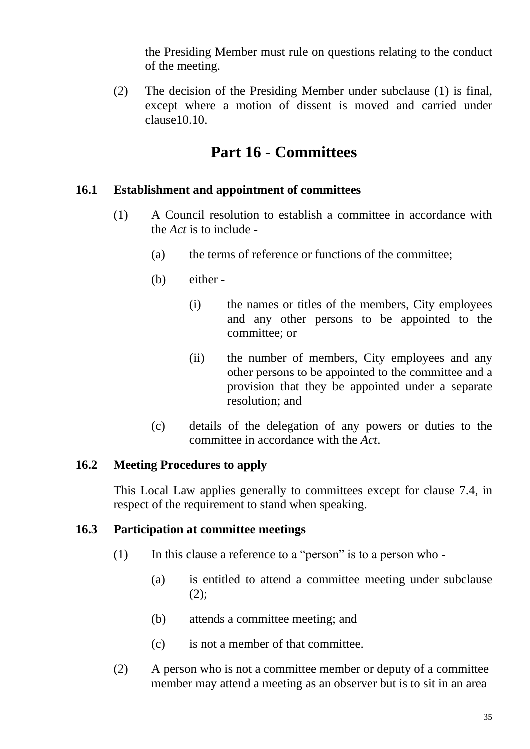the Presiding Member must rule on questions relating to the conduct of the meeting.

(2) The decision of the Presiding Member under subclause (1) is final, except where a motion of dissent is moved and carried under clause10.10.

# Part 16 - Committees

### 16.1 Establishment and appointment of committees

(1) A Council resolution to establish a committee in accordance with the *Act* is to include -

(a) the terms of reference or functions of the committee;

(b) either -

(i) the names or titles of the members, City employees and any other persons to be appointed to the committee; or

(ii) the number of members, City employees and any other persons to be appointed to the committee and a provision that they be appointed under a separate resolution; and

(c) details of the delegation of any powers or duties to the committee in accordance with the *Act*.

### 16.2 Meeting Procedures to apply

This Local Law applies generally to committees except for clause 7.4, in respect of the requirement to stand when speaking.

### 16.3 Participation at committee meetings

(1) In this clause a reference to a "person" is to a person who -

(a) is entitled to attend a committee meeting under subclause (2);

(b) attends a committee meeting; and

(c) is not a member of that committee.

(2) A person who is not a committee member or deputy of a committee member may attend a meeting as an observer but is to sit in an area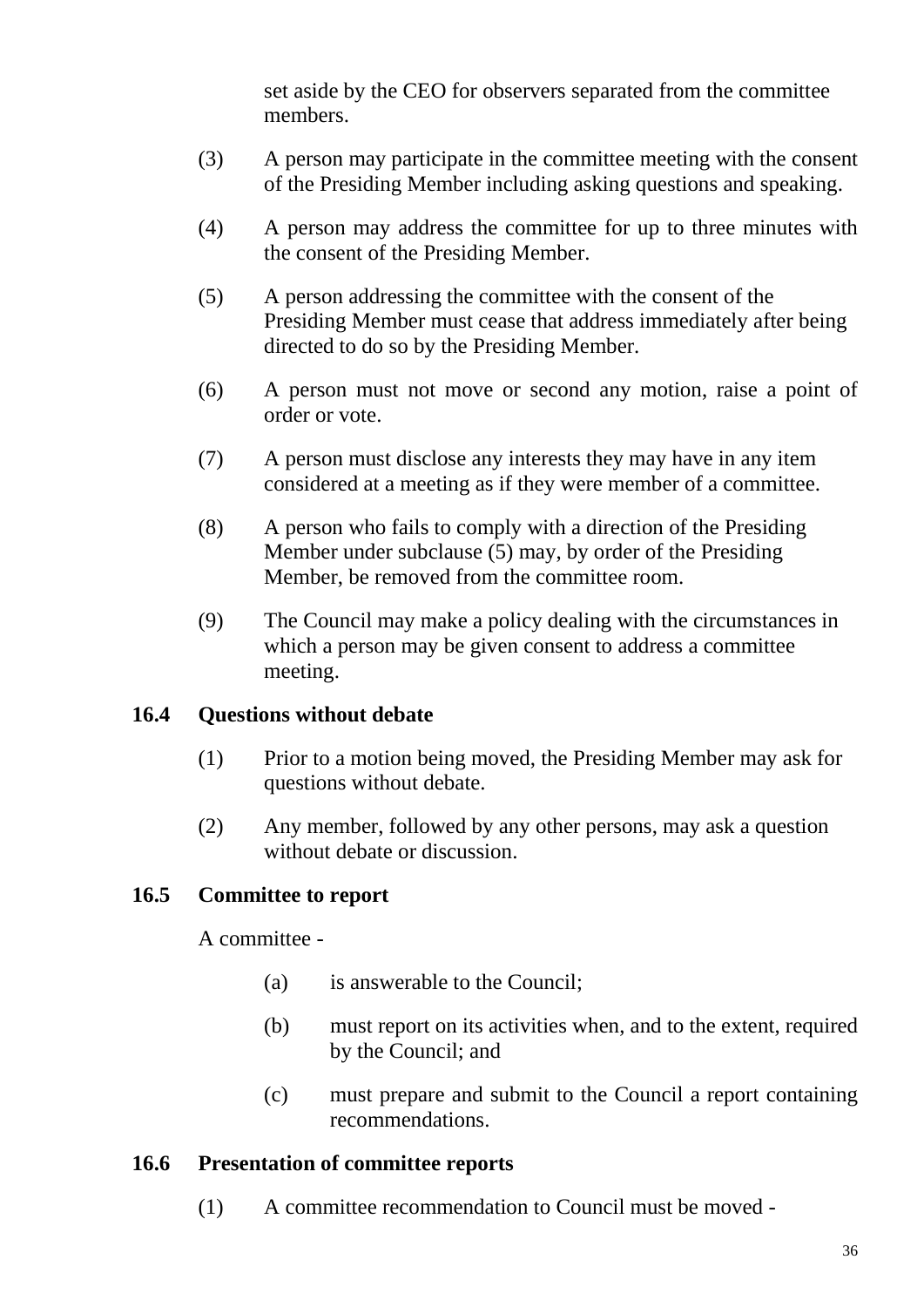set aside by the CEO for observers separated from the committee members.

(3) A person may participate in the committee meeting with the consent of the Presiding Member including asking questions and speaking.

(4) A person may address the committee for up to three minutes with the consent of the Presiding Member.

(5) A person addressing the committee with the consent of the Presiding Member must cease that address immediately after being directed to do so by the Presiding Member.

(6) A person must not move or second any motion, raise a point of order or vote.

(7) A person must disclose any interests they may have in any item considered at a meeting as if they were member of a committee.

(8) A person who fails to comply with a direction of the Presiding Member under subclause (5) may, by order of the Presiding Member, be removed from the committee room.

(9) The Council may make a policy dealing with the circumstances in which a person may be given consent to address a committee meeting.

### 16.4 Questions without debate

(1) Prior to a motion being moved, the Presiding Member may ask for questions without debate.

(2) Any member, followed by any other persons, may ask a question without debate or discussion.

### 16.5 Committee to report

A committee -

(a) is answerable to the Council;

(b) must report on its activities when, and to the extent, required by the Council; and

(c) must prepare and submit to the Council a report containing recommendations.

### 16.6 Presentation of committee reports

(1) A committee recommendation to Council must be moved -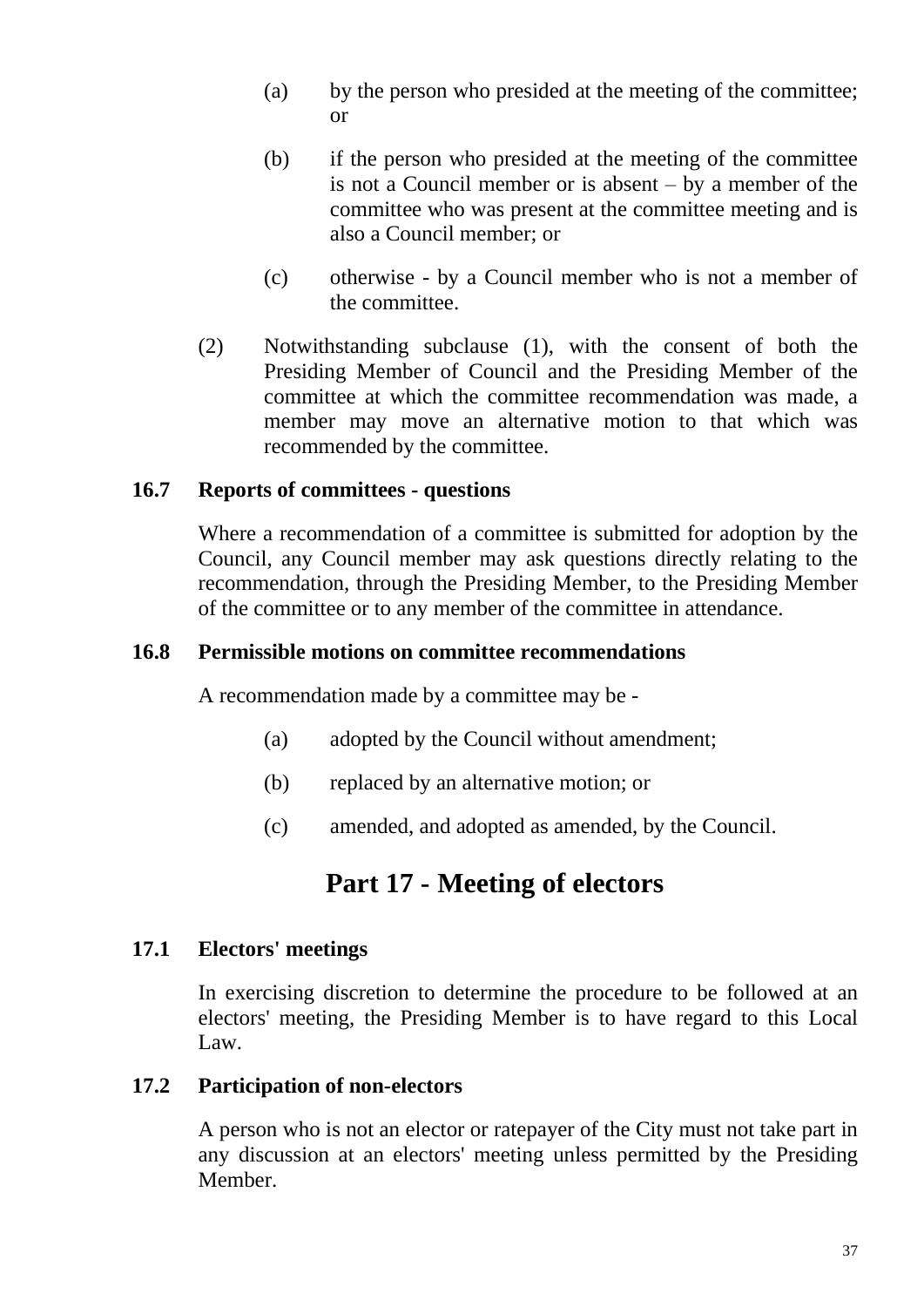(a) by the person who presided at the meeting of the committee; or

(b) if the person who presided at the meeting of the committee is not a Council member or is absent – by a member of the committee who was present at the committee meeting and is also a Council member; or

(c) otherwise - by a Council member who is not a member of the committee.

(2) Notwithstanding subclause (1), with the consent of both the Presiding Member of Council and the Presiding Member of the committee at which the committee recommendation was made, a member may move an alternative motion to that which was recommended by the committee.

### 16.7 Reports of committees - questions

Where a recommendation of a committee is submitted for adoption by the Council, any Council member may ask questions directly relating to the recommendation, through the Presiding Member, to the Presiding Member of the committee or to any member of the committee in attendance.

### 16.8 Permissible motions on committee recommendations

A recommendation made by a committee may be -

(a) adopted by the Council without amendment;

(b) replaced by an alternative motion; or

(c) amended, and adopted as amended, by the Council.

## Part 17 - Meeting of electors

### 17.1 Electors' meetings

In exercising discretion to determine the procedure to be followed at an electors' meeting, the Presiding Member is to have regard to this Local Law.

### 17.2 Participation of non-electors

A person who is not an elector or ratepayer of the City must not take part in any discussion at an electors' meeting unless permitted by the Presiding Member.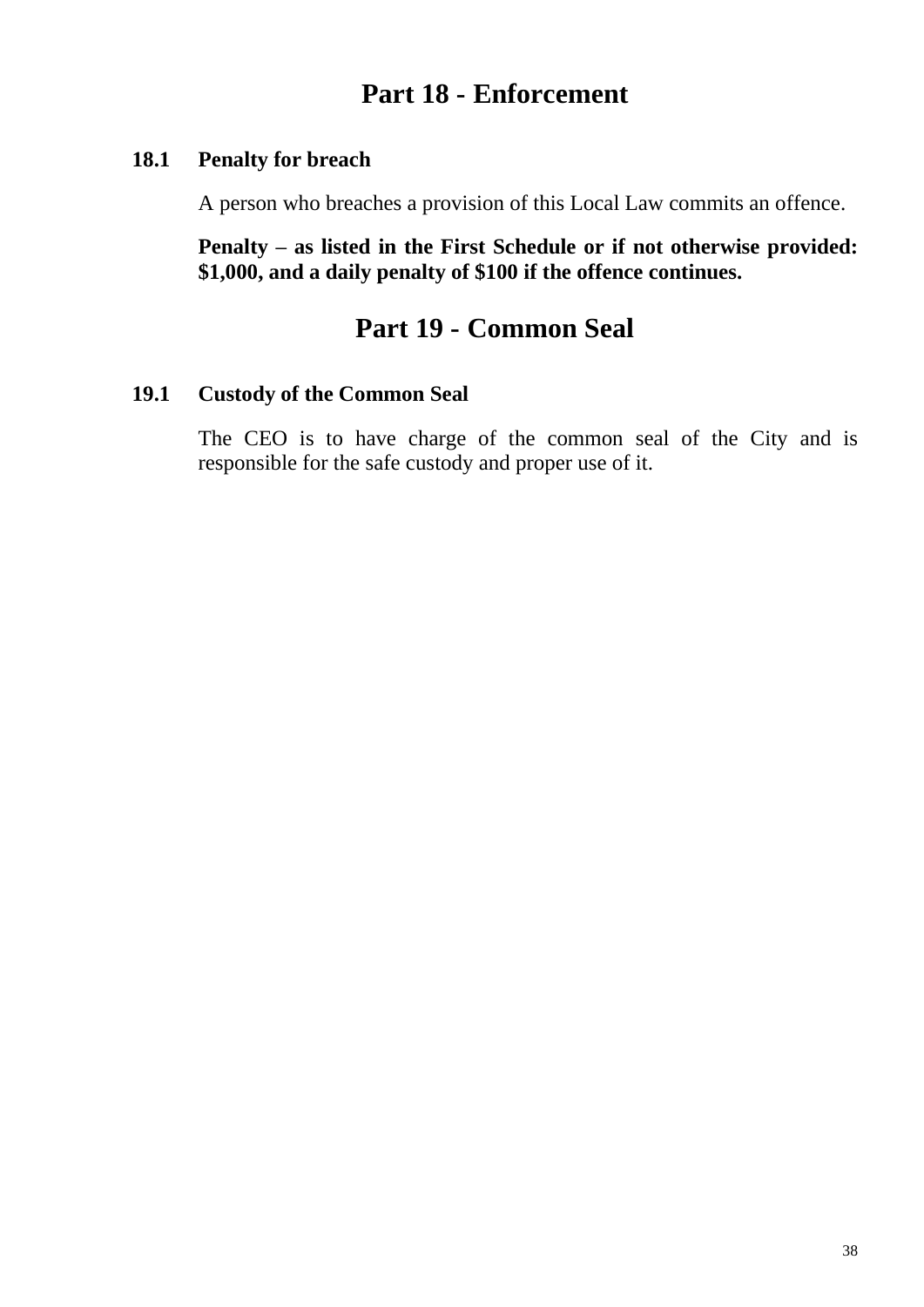# Part 18 - Enforcement

### 18.1 Penalty for breach

A person who breaches a provision of this Local Law commits an offence.

**Penalty – as listed in the First Schedule or if not otherwise provided: $1,000, and a daily penalty of $100 if the offence continues.**

# Part 19 - Common Seal

### 19.1 Custody of the Common Seal

The CEO is to have charge of the common seal of the City and is responsible for the safe custody and proper use of it.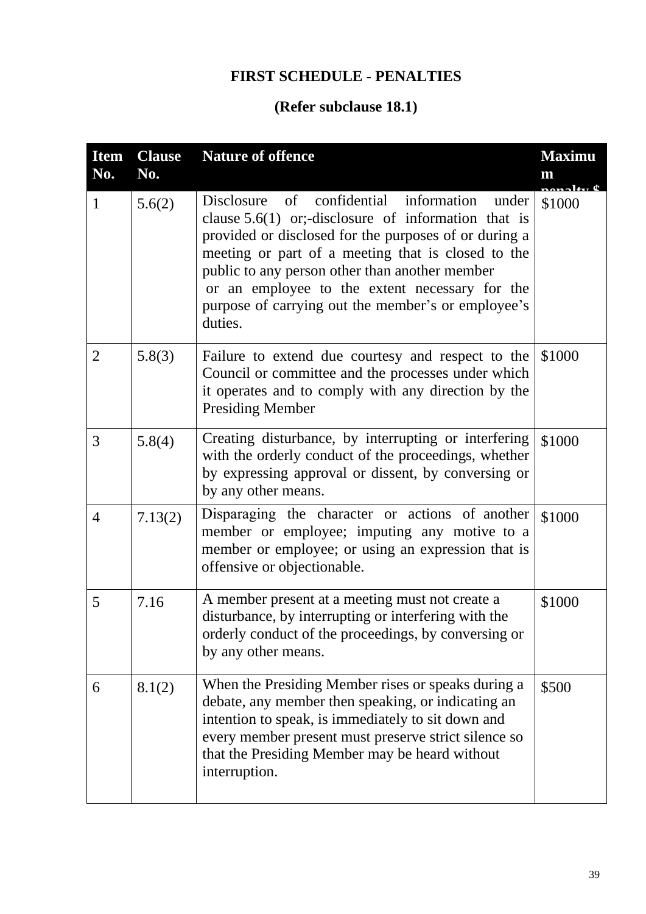## FIRST SCHEDULE - PENALTIES

**(Refer subclause 18.1)**

| Item No. | Clause No. | Nature of offence | Maximum penalty $ |
|---|---|---|---|
| 1 | 5.6(2) | Disclosure of confidential information under clause 5.6(1) or;-disclosure of information that is provided or disclosed for the purposes of or during a meeting or part of a meeting that is closed to the public to any person other than another member or an employee to the extent necessary for the purpose of carrying out the member's or employee's duties. | $1000 |
| 2 | 5.8(3) | Failure to extend due courtesy and respect to the Council or committee and the processes under which it operates and to comply with any direction by the Presiding Member | $1000 |
| 3 | 5.8(4) | Creating disturbance, by interrupting or interfering with the orderly conduct of the proceedings, whether by expressing approval or dissent, by conversing or by any other means. | $1000 |
| 4 | 7.13(2) | Disparaging the character or actions of another member or employee; imputing any motive to a member or employee; or using an expression that is offensive or objectionable. | $1000 |
| 5 | 7.16 | A member present at a meeting must not create a disturbance, by interrupting or interfering with the orderly conduct of the proceedings, by conversing or by any other means. | $1000 |
| 6 | 8.1(2) | When the Presiding Member rises or speaks during a debate, any member then speaking, or indicating an intention to speak, is immediately to sit down and every member present must preserve strict silence so that the Presiding Member may be heard without interruption. | $500 |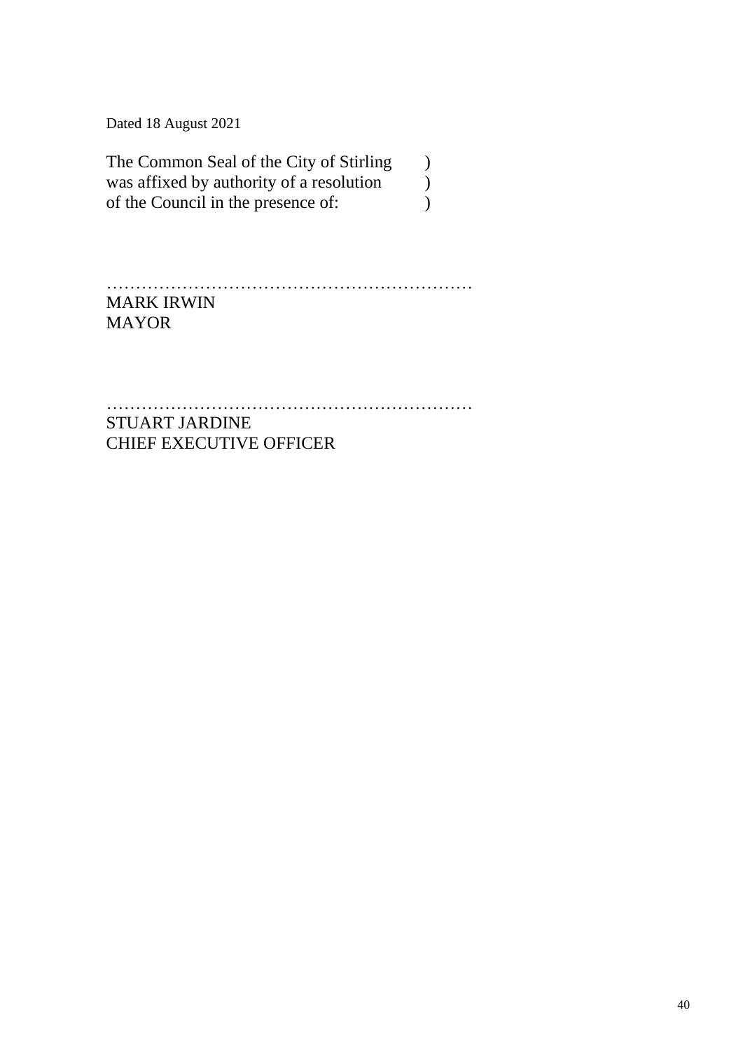Dated 18 August 2021

The Common Seal of the City of Stirling )
was affixed by authority of a resolution )
of the Council in the presence of: )

………………………………………………………

MARK IRWIN
MAYOR

………………………………………………………

STUART JARDINE
CHIEF EXECUTIVE OFFICER